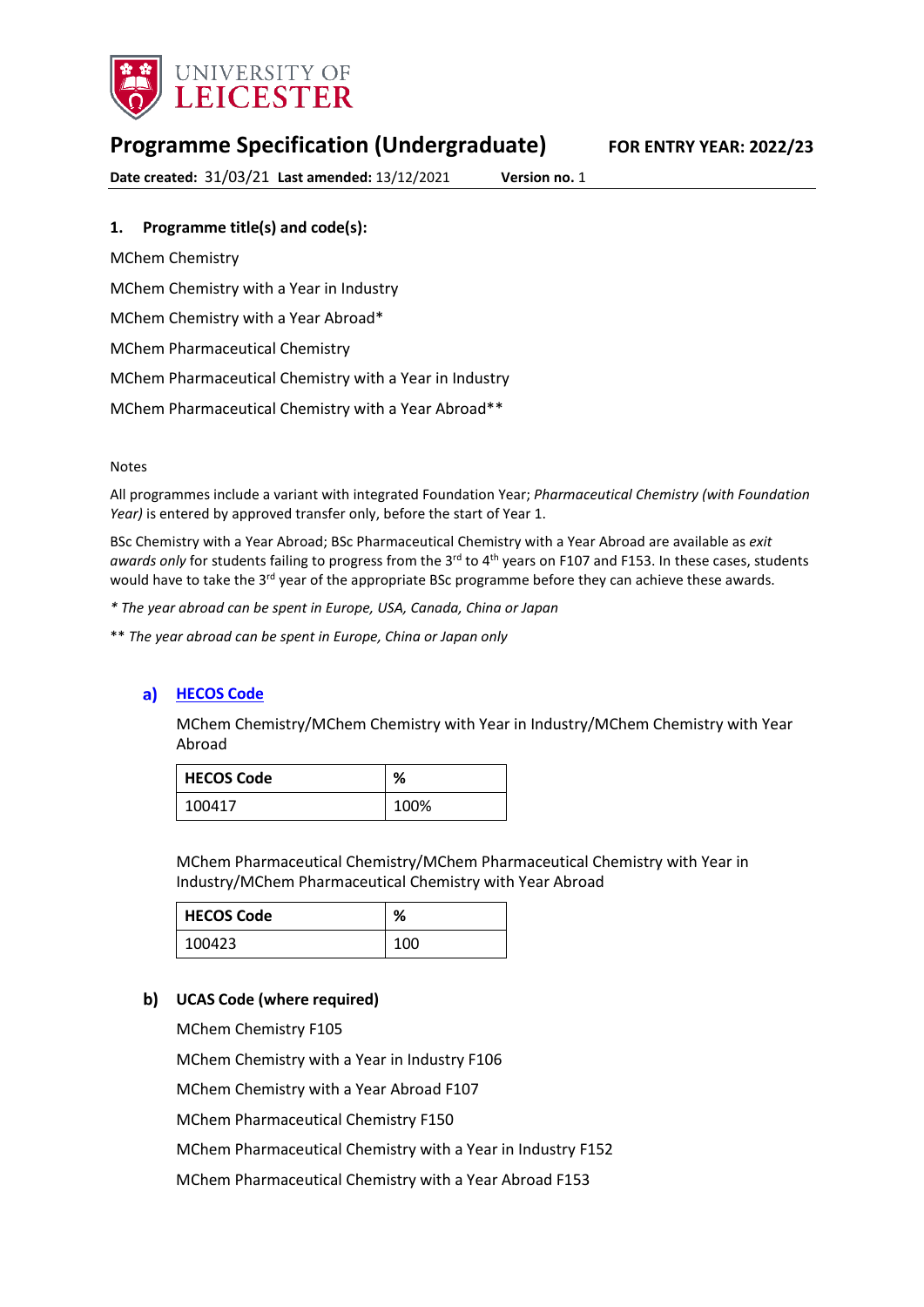UNIVERSITY OF LEICESTER

# Programme Specification (Undergraduate)

**FOR ENTRY YEAR: 2022/23**

**Date created:** 31/03/21 **Last amended:** 13/12/2021 **Version no.** 1

## 1. Programme title(s) and code(s):

MChem Chemistry

MChem Chemistry with a Year in Industry

MChem Chemistry with a Year Abroad*

MChem Pharmaceutical Chemistry

MChem Pharmaceutical Chemistry with a Year in Industry

MChem Pharmaceutical Chemistry with a Year Abroad**

Notes

All programmes include a variant with integrated Foundation Year; *Pharmaceutical Chemistry (with Foundation Year)* is entered by approved transfer only, before the start of Year 1.

BSc Chemistry with a Year Abroad; BSc Pharmaceutical Chemistry with a Year Abroad are available as *exit awards only* for students failing to progress from the 3rd to 4th years on F107 and F153. In these cases, students would have to take the 3rd year of the appropriate BSc programme before they can achieve these awards.

*\* The year abroad can be spent in Europe, USA, Canada, China or Japan*

\*\* *The year abroad can be spent in Europe, China or Japan only*

### a) HECOS Code

MChem Chemistry/MChem Chemistry with Year in Industry/MChem Chemistry with Year Abroad

| HECOS Code | % |
|---|---|
| 100417 | 100% |

MChem Pharmaceutical Chemistry/MChem Pharmaceutical Chemistry with Year in Industry/MChem Pharmaceutical Chemistry with Year Abroad

| HECOS Code | % |
|---|---|
| 100423 | 100 |

### b) UCAS Code (where required)

MChem Chemistry F105

MChem Chemistry with a Year in Industry F106

MChem Chemistry with a Year Abroad F107

MChem Pharmaceutical Chemistry F150

MChem Pharmaceutical Chemistry with a Year in Industry F152

MChem Pharmaceutical Chemistry with a Year Abroad F153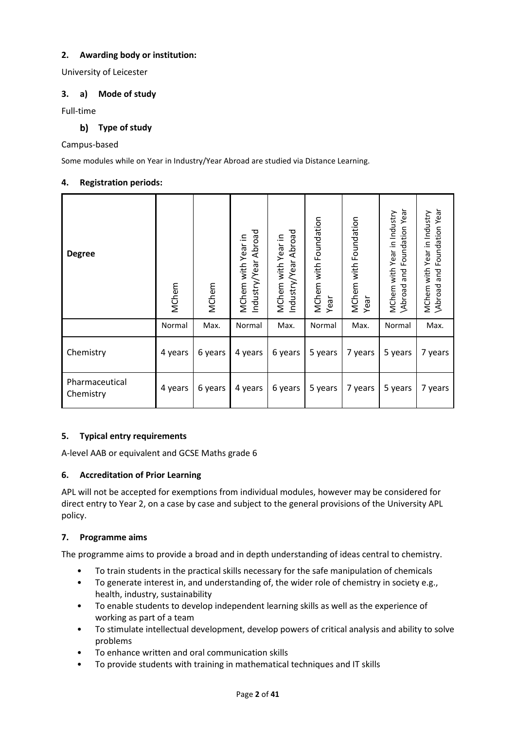## 2. Awarding body or institution:

University of Leicester

## 3. a) Mode of study

Full-time

### b) Type of study

Campus-based

Some modules while on Year in Industry/Year Abroad are studied via Distance Learning.

## 4. Registration periods:

| Degree | MChem | MChem | MChem with Year in Industry/Year Abroad | MChem with Year in Industry/Year Abroad | MChem with Foundation Year | MChem with Foundation Year | MChem with Year in Industry \Abroad and Foundation Year | MChem with Year in Industry \Abroad and Foundation Year |
|---|---|---|---|---|---|---|---|---|
| | Normal | Max. | Normal | Max. | Normal | Max. | Normal | Max. |
| Chemistry | 4 years | 6 years | 4 years | 6 years | 5 years | 7 years | 5 years | 7 years |
| Pharmaceutical Chemistry | 4 years | 6 years | 4 years | 6 years | 5 years | 7 years | 5 years | 7 years |

## 5. Typical entry requirements

A-level AAB or equivalent and GCSE Maths grade 6

## 6. Accreditation of Prior Learning

APL will not be accepted for exemptions from individual modules, however may be considered for direct entry to Year 2, on a case by case and subject to the general provisions of the University APL policy.

## 7. Programme aims

The programme aims to provide a broad and in depth understanding of ideas central to chemistry.

- To train students in the practical skills necessary for the safe manipulation of chemicals
- To generate interest in, and understanding of, the wider role of chemistry in society e.g., health, industry, sustainability
- To enable students to develop independent learning skills as well as the experience of working as part of a team
- To stimulate intellectual development, develop powers of critical analysis and ability to solve problems
- To enhance written and oral communication skills
- To provide students with training in mathematical techniques and IT skills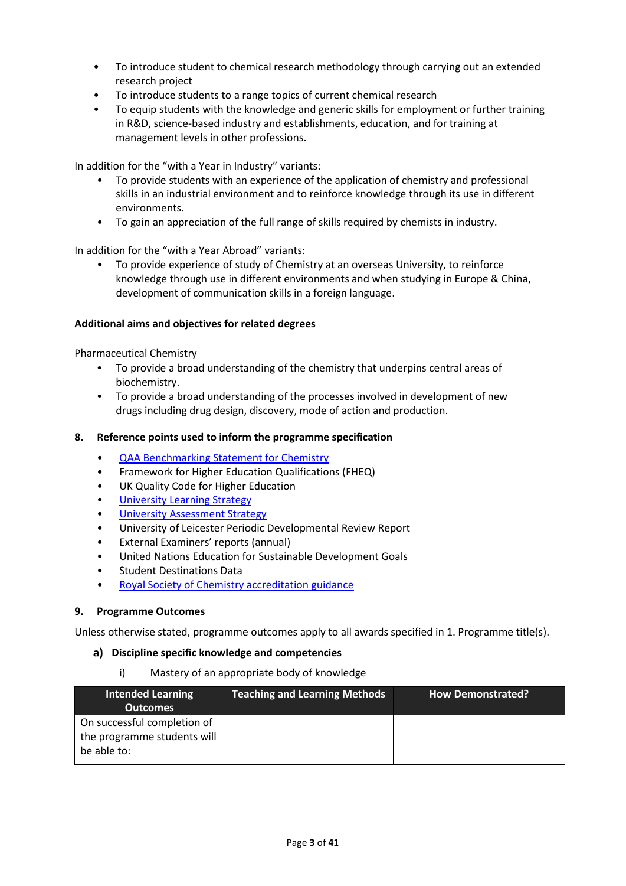- To introduce student to chemical research methodology through carrying out an extended research project
- To introduce students to a range topics of current chemical research
- To equip students with the knowledge and generic skills for employment or further training in R&D, science-based industry and establishments, education, and for training at management levels in other professions.

In addition for the "with a Year in Industry" variants:

- To provide students with an experience of the application of chemistry and professional skills in an industrial environment and to reinforce knowledge through its use in different environments.
- To gain an appreciation of the full range of skills required by chemists in industry.

In addition for the "with a Year Abroad" variants:

- To provide experience of study of Chemistry at an overseas University, to reinforce knowledge through use in different environments and when studying in Europe & China, development of communication skills in a foreign language.

**Additional aims and objectives for related degrees**

Pharmaceutical Chemistry

- To provide a broad understanding of the chemistry that underpins central areas of biochemistry.
- To provide a broad understanding of the processes involved in development of new drugs including drug design, discovery, mode of action and production.

## 8. Reference points used to inform the programme specification

- QAA Benchmarking Statement for Chemistry
- Framework for Higher Education Qualifications (FHEQ)
- UK Quality Code for Higher Education
- University Learning Strategy
- University Assessment Strategy
- University of Leicester Periodic Developmental Review Report
- External Examiners' reports (annual)
- United Nations Education for Sustainable Development Goals
- Student Destinations Data
- Royal Society of Chemistry accreditation guidance

## 9. Programme Outcomes

Unless otherwise stated, programme outcomes apply to all awards specified in 1. Programme title(s).

### a) Discipline specific knowledge and competencies

i) Mastery of an appropriate body of knowledge

| Intended Learning Outcomes | Teaching and Learning Methods | How Demonstrated? |
|---|---|---|
| On successful completion of the programme students will be able to: | | |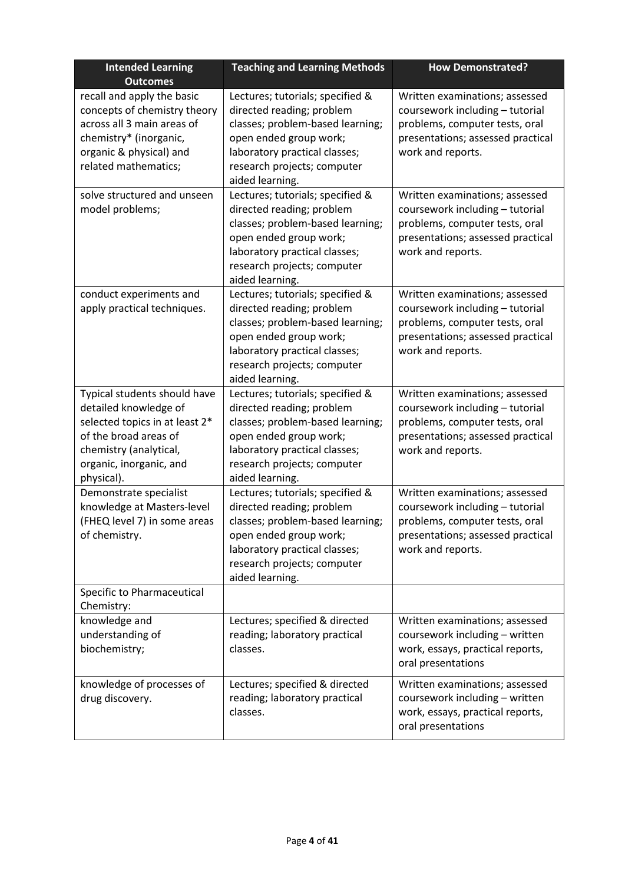| Intended Learning Outcomes | Teaching and Learning Methods | How Demonstrated? |
| --- | --- | --- |
| recall and apply the basic concepts of chemistry theory across all 3 main areas of chemistry* (inorganic, organic & physical) and related mathematics; | Lectures; tutorials; specified & directed reading; problem classes; problem-based learning; open ended group work; laboratory practical classes; research projects; computer aided learning. | Written examinations; assessed coursework including – tutorial problems, computer tests, oral presentations; assessed practical work and reports. |
| solve structured and unseen model problems; | Lectures; tutorials; specified & directed reading; problem classes; problem-based learning; open ended group work; laboratory practical classes; research projects; computer aided learning. | Written examinations; assessed coursework including – tutorial problems, computer tests, oral presentations; assessed practical work and reports. |
| conduct experiments and apply practical techniques. | Lectures; tutorials; specified & directed reading; problem classes; problem-based learning; open ended group work; laboratory practical classes; research projects; computer aided learning. | Written examinations; assessed coursework including – tutorial problems, computer tests, oral presentations; assessed practical work and reports. |
| Typical students should have detailed knowledge of selected topics in at least 2* of the broad areas of chemistry (analytical, organic, inorganic, and physical). | Lectures; tutorials; specified & directed reading; problem classes; problem-based learning; open ended group work; laboratory practical classes; research projects; computer aided learning. | Written examinations; assessed coursework including – tutorial problems, computer tests, oral presentations; assessed practical work and reports. |
| Demonstrate specialist knowledge at Masters-level (FHEQ level 7) in some areas of chemistry. | Lectures; tutorials; specified & directed reading; problem classes; problem-based learning; open ended group work; laboratory practical classes; research projects; computer aided learning. | Written examinations; assessed coursework including – tutorial problems, computer tests, oral presentations; assessed practical work and reports. |
| Specific to Pharmaceutical Chemistry: | | |
| knowledge and understanding of biochemistry; | Lectures; specified & directed reading; laboratory practical classes. | Written examinations; assessed coursework including – written work, essays, practical reports, oral presentations |
| knowledge of processes of drug discovery. | Lectures; specified & directed reading; laboratory practical classes. | Written examinations; assessed coursework including – written work, essays, practical reports, oral presentations |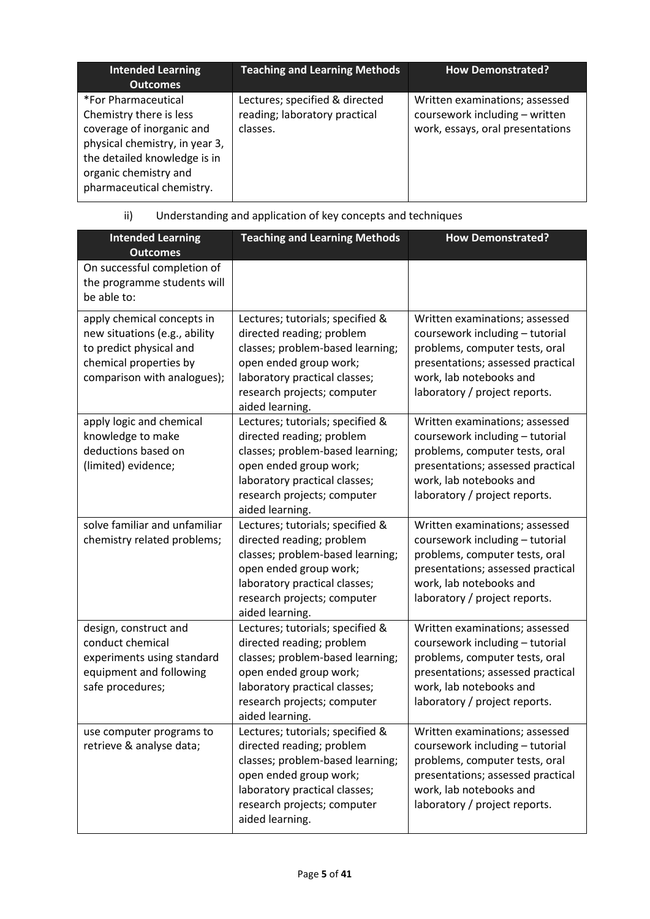| Intended Learning Outcomes | Teaching and Learning Methods | How Demonstrated? |
| --- | --- | --- |
| *For Pharmaceutical Chemistry there is less coverage of inorganic and physical chemistry, in year 3, the detailed knowledge is in organic chemistry and pharmaceutical chemistry. | Lectures; specified & directed reading; laboratory practical classes. | Written examinations; assessed coursework including – written work, essays, oral presentations |

ii) Understanding and application of key concepts and techniques

| Intended Learning Outcomes | Teaching and Learning Methods | How Demonstrated? |
| --- | --- | --- |
| On successful completion of the programme students will be able to: | | |
| apply chemical concepts in new situations (e.g., ability to predict physical and chemical properties by comparison with analogues); | Lectures; tutorials; specified & directed reading; problem classes; problem-based learning; open ended group work; laboratory practical classes; research projects; computer aided learning. | Written examinations; assessed coursework including – tutorial problems, computer tests, oral presentations; assessed practical work, lab notebooks and laboratory / project reports. |
| apply logic and chemical knowledge to make deductions based on (limited) evidence; | Lectures; tutorials; specified & directed reading; problem classes; problem-based learning; open ended group work; laboratory practical classes; research projects; computer aided learning. | Written examinations; assessed coursework including – tutorial problems, computer tests, oral presentations; assessed practical work, lab notebooks and laboratory / project reports. |
| solve familiar and unfamiliar chemistry related problems; | Lectures; tutorials; specified & directed reading; problem classes; problem-based learning; open ended group work; laboratory practical classes; research projects; computer aided learning. | Written examinations; assessed coursework including – tutorial problems, computer tests, oral presentations; assessed practical work, lab notebooks and laboratory / project reports. |
| design, construct and conduct chemical experiments using standard equipment and following safe procedures; | Lectures; tutorials; specified & directed reading; problem classes; problem-based learning; open ended group work; laboratory practical classes; research projects; computer aided learning. | Written examinations; assessed coursework including – tutorial problems, computer tests, oral presentations; assessed practical work, lab notebooks and laboratory / project reports. |
| use computer programs to retrieve & analyse data; | Lectures; tutorials; specified & directed reading; problem classes; problem-based learning; open ended group work; laboratory practical classes; research projects; computer aided learning. | Written examinations; assessed coursework including – tutorial problems, computer tests, oral presentations; assessed practical work, lab notebooks and laboratory / project reports. |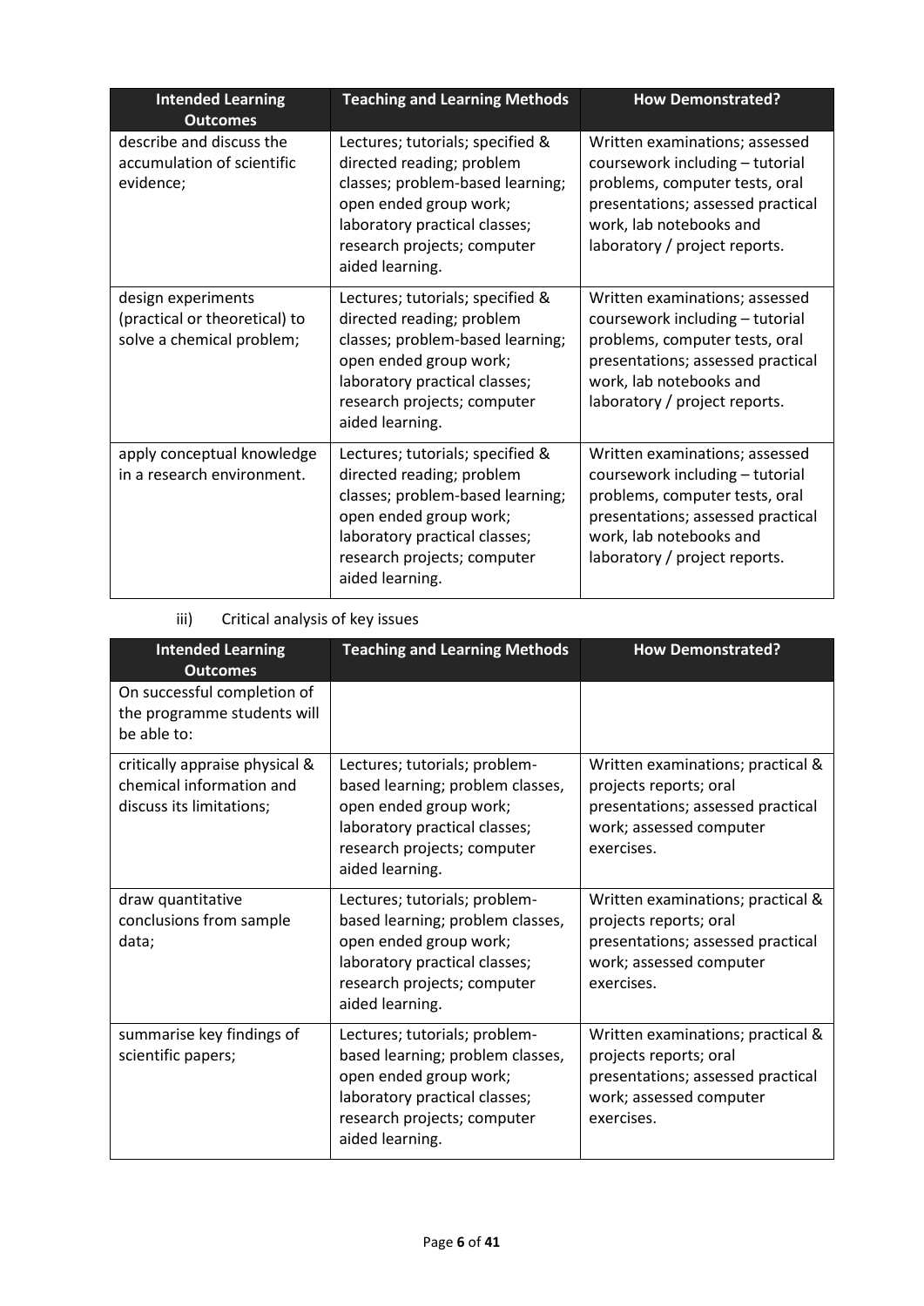| Intended Learning Outcomes | Teaching and Learning Methods | How Demonstrated? |
|---|---|---|
| describe and discuss the accumulation of scientific evidence; | Lectures; tutorials; specified & directed reading; problem classes; problem-based learning; open ended group work; laboratory practical classes; research projects; computer aided learning. | Written examinations; assessed coursework including – tutorial problems, computer tests, oral presentations; assessed practical work, lab notebooks and laboratory / project reports. |
| design experiments (practical or theoretical) to solve a chemical problem; | Lectures; tutorials; specified & directed reading; problem classes; problem-based learning; open ended group work; laboratory practical classes; research projects; computer aided learning. | Written examinations; assessed coursework including – tutorial problems, computer tests, oral presentations; assessed practical work, lab notebooks and laboratory / project reports. |
| apply conceptual knowledge in a research environment. | Lectures; tutorials; specified & directed reading; problem classes; problem-based learning; open ended group work; laboratory practical classes; research projects; computer aided learning. | Written examinations; assessed coursework including – tutorial problems, computer tests, oral presentations; assessed practical work, lab notebooks and laboratory / project reports. |

iii) Critical analysis of key issues

| Intended Learning Outcomes | Teaching and Learning Methods | How Demonstrated? |
|---|---|---|
| On successful completion of the programme students will be able to: | | |
| critically appraise physical & chemical information and discuss its limitations; | Lectures; tutorials; problem-based learning; problem classes, open ended group work; laboratory practical classes; research projects; computer aided learning. | Written examinations; practical & projects reports; oral presentations; assessed practical work; assessed computer exercises. |
| draw quantitative conclusions from sample data; | Lectures; tutorials; problem-based learning; problem classes, open ended group work; laboratory practical classes; research projects; computer aided learning. | Written examinations; practical & projects reports; oral presentations; assessed practical work; assessed computer exercises. |
| summarise key findings of scientific papers; | Lectures; tutorials; problem-based learning; problem classes, open ended group work; laboratory practical classes; research projects; computer aided learning. | Written examinations; practical & projects reports; oral presentations; assessed practical work; assessed computer exercises. |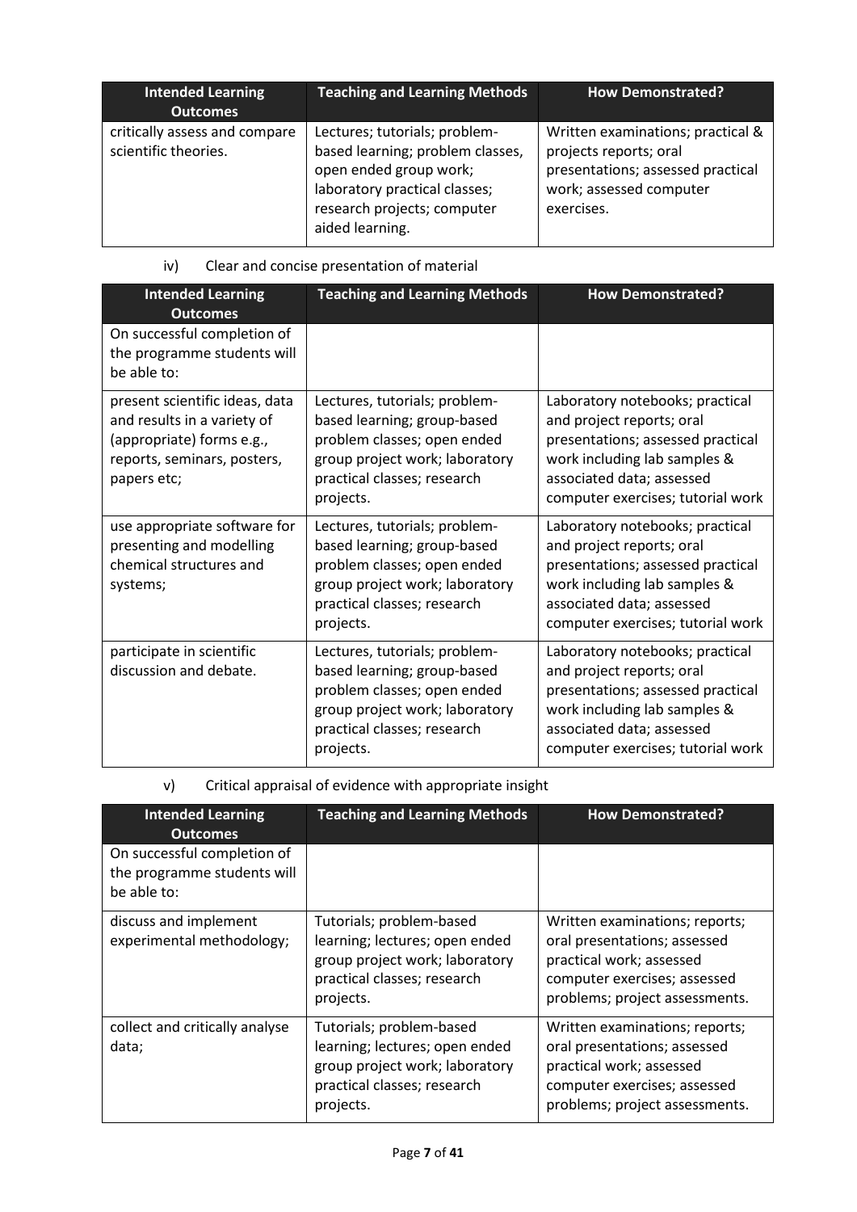| Intended Learning Outcomes | Teaching and Learning Methods | How Demonstrated? |
| --- | --- | --- |
| critically assess and compare scientific theories. | Lectures; tutorials; problem-based learning; problem classes, open ended group work; laboratory practical classes; research projects; computer aided learning. | Written examinations; practical & projects reports; oral presentations; assessed practical work; assessed computer exercises. |

iv) Clear and concise presentation of material

| Intended Learning Outcomes | Teaching and Learning Methods | How Demonstrated? |
| --- | --- | --- |
| On successful completion of the programme students will be able to: | | |
| present scientific ideas, data and results in a variety of (appropriate) forms e.g., reports, seminars, posters, papers etc; | Lectures, tutorials; problem-based learning; group-based problem classes; open ended group project work; laboratory practical classes; research projects. | Laboratory notebooks; practical and project reports; oral presentations; assessed practical work including lab samples & associated data; assessed computer exercises; tutorial work |
| use appropriate software for presenting and modelling chemical structures and systems; | Lectures, tutorials; problem-based learning; group-based problem classes; open ended group project work; laboratory practical classes; research projects. | Laboratory notebooks; practical and project reports; oral presentations; assessed practical work including lab samples & associated data; assessed computer exercises; tutorial work |
| participate in scientific discussion and debate. | Lectures, tutorials; problem-based learning; group-based problem classes; open ended group project work; laboratory practical classes; research projects. | Laboratory notebooks; practical and project reports; oral presentations; assessed practical work including lab samples & associated data; assessed computer exercises; tutorial work |

v) Critical appraisal of evidence with appropriate insight

| Intended Learning Outcomes | Teaching and Learning Methods | How Demonstrated? |
| --- | --- | --- |
| On successful completion of the programme students will be able to: | | |
| discuss and implement experimental methodology; | Tutorials; problem-based learning; lectures; open ended group project work; laboratory practical classes; research projects. | Written examinations; reports; oral presentations; assessed practical work; assessed computer exercises; assessed problems; project assessments. |
| collect and critically analyse data; | Tutorials; problem-based learning; lectures; open ended group project work; laboratory practical classes; research projects. | Written examinations; reports; oral presentations; assessed practical work; assessed computer exercises; assessed problems; project assessments. |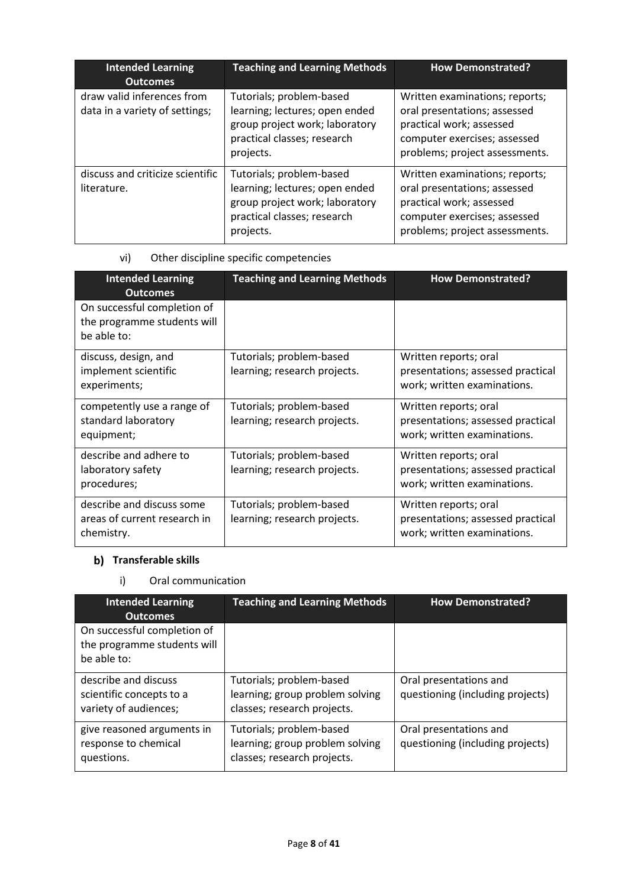| Intended Learning Outcomes | Teaching and Learning Methods | How Demonstrated? |
| --- | --- | --- |
| draw valid inferences from data in a variety of settings; | Tutorials; problem-based learning; lectures; open ended group project work; laboratory practical classes; research projects. | Written examinations; reports; oral presentations; assessed practical work; assessed computer exercises; assessed problems; project assessments. |
| discuss and criticize scientific literature. | Tutorials; problem-based learning; lectures; open ended group project work; laboratory practical classes; research projects. | Written examinations; reports; oral presentations; assessed practical work; assessed computer exercises; assessed problems; project assessments. |

vi) Other discipline specific competencies

| Intended Learning Outcomes | Teaching and Learning Methods | How Demonstrated? |
| --- | --- | --- |
| On successful completion of the programme students will be able to: | | |
| discuss, design, and implement scientific experiments; | Tutorials; problem-based learning; research projects. | Written reports; oral presentations; assessed practical work; written examinations. |
| competently use a range of standard laboratory equipment; | Tutorials; problem-based learning; research projects. | Written reports; oral presentations; assessed practical work; written examinations. |
| describe and adhere to laboratory safety procedures; | Tutorials; problem-based learning; research projects. | Written reports; oral presentations; assessed practical work; written examinations. |
| describe and discuss some areas of current research in chemistry. | Tutorials; problem-based learning; research projects. | Written reports; oral presentations; assessed practical work; written examinations. |

### b) Transferable skills

i) Oral communication

| Intended Learning Outcomes | Teaching and Learning Methods | How Demonstrated? |
| --- | --- | --- |
| On successful completion of the programme students will be able to: | | |
| describe and discuss scientific concepts to a variety of audiences; | Tutorials; problem-based learning; group problem solving classes; research projects. | Oral presentations and questioning (including projects) |
| give reasoned arguments in response to chemical questions. | Tutorials; problem-based learning; group problem solving classes; research projects. | Oral presentations and questioning (including projects) |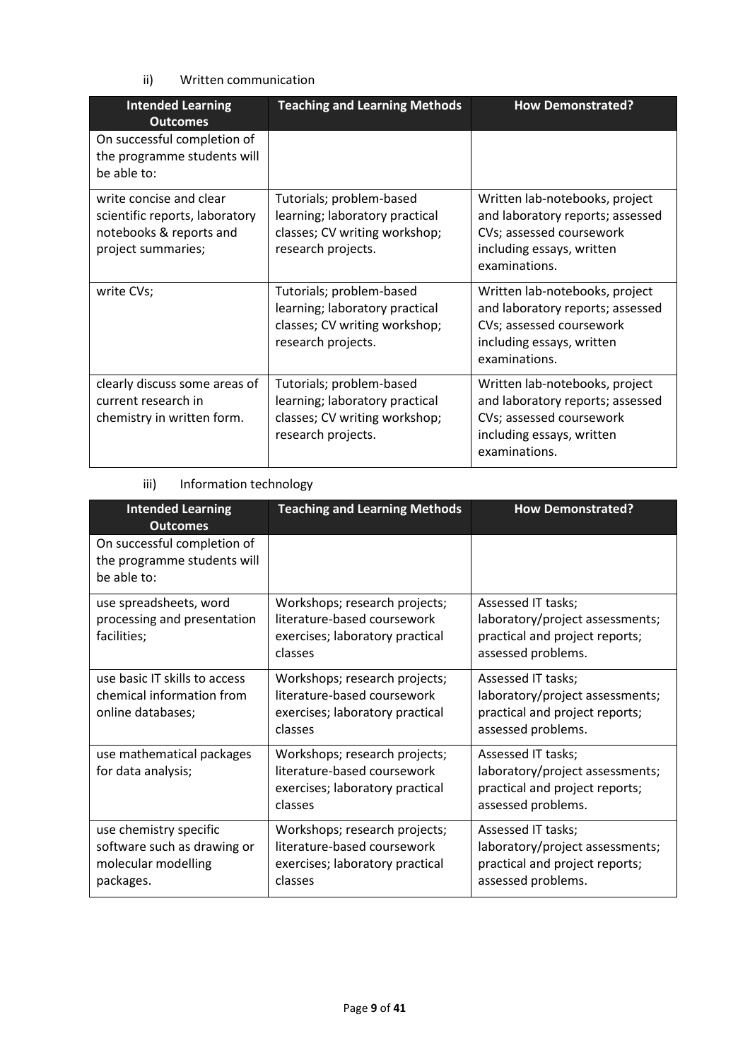ii) Written communication

| Intended Learning Outcomes | Teaching and Learning Methods | How Demonstrated? |
|---|---|---|
| On successful completion of the programme students will be able to: | | |
| write concise and clear scientific reports, laboratory notebooks & reports and project summaries; | Tutorials; problem-based learning; laboratory practical classes; CV writing workshop; research projects. | Written lab-notebooks, project and laboratory reports; assessed CVs; assessed coursework including essays, written examinations. |
| write CVs; | Tutorials; problem-based learning; laboratory practical classes; CV writing workshop; research projects. | Written lab-notebooks, project and laboratory reports; assessed CVs; assessed coursework including essays, written examinations. |
| clearly discuss some areas of current research in chemistry in written form. | Tutorials; problem-based learning; laboratory practical classes; CV writing workshop; research projects. | Written lab-notebooks, project and laboratory reports; assessed CVs; assessed coursework including essays, written examinations. |

iii) Information technology

| Intended Learning Outcomes | Teaching and Learning Methods | How Demonstrated? |
|---|---|---|
| On successful completion of the programme students will be able to: | | |
| use spreadsheets, word processing and presentation facilities; | Workshops; research projects; literature-based coursework exercises; laboratory practical classes | Assessed IT tasks; laboratory/project assessments; practical and project reports; assessed problems. |
| use basic IT skills to access chemical information from online databases; | Workshops; research projects; literature-based coursework exercises; laboratory practical classes | Assessed IT tasks; laboratory/project assessments; practical and project reports; assessed problems. |
| use mathematical packages for data analysis; | Workshops; research projects; literature-based coursework exercises; laboratory practical classes | Assessed IT tasks; laboratory/project assessments; practical and project reports; assessed problems. |
| use chemistry specific software such as drawing or molecular modelling packages. | Workshops; research projects; literature-based coursework exercises; laboratory practical classes | Assessed IT tasks; laboratory/project assessments; practical and project reports; assessed problems. |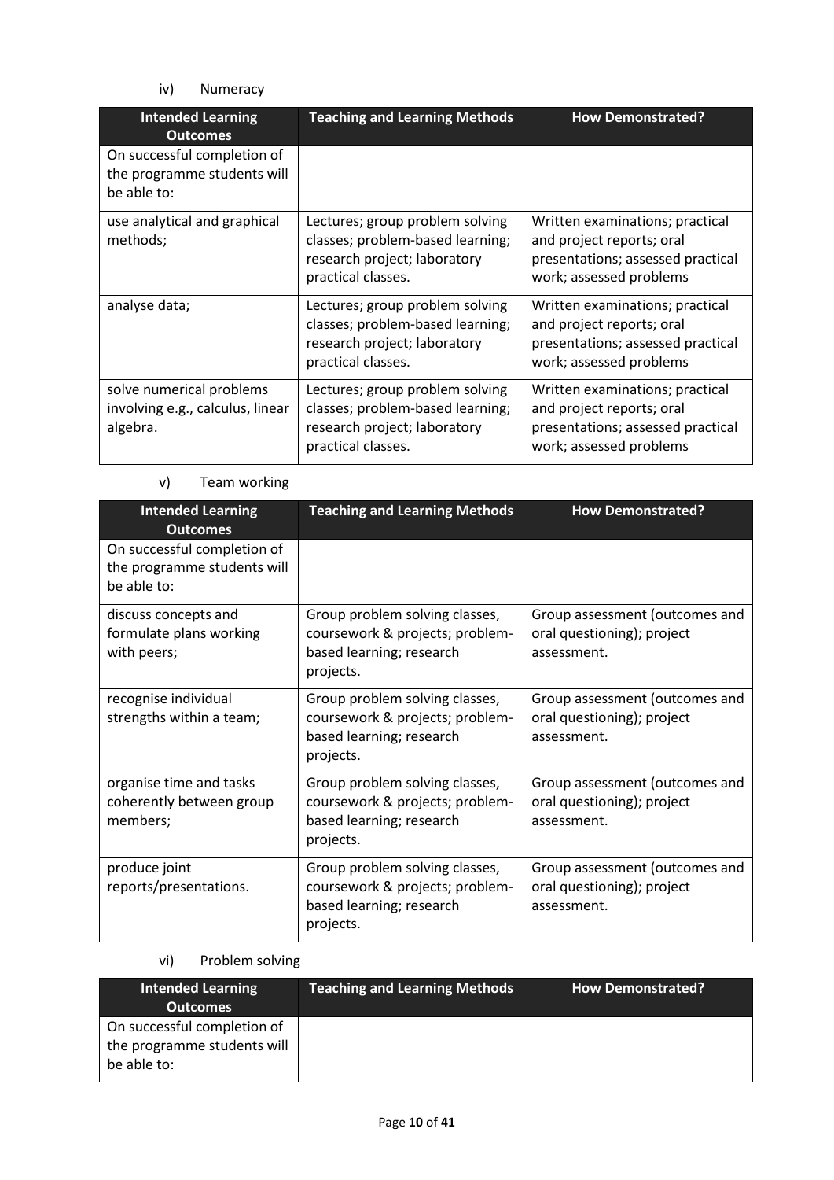iv) Numeracy

| Intended Learning Outcomes | Teaching and Learning Methods | How Demonstrated? |
|---|---|---|
| On successful completion of the programme students will be able to: | | |
| use analytical and graphical methods; | Lectures; group problem solving classes; problem-based learning; research project; laboratory practical classes. | Written examinations; practical and project reports; oral presentations; assessed practical work; assessed problems |
| analyse data; | Lectures; group problem solving classes; problem-based learning; research project; laboratory practical classes. | Written examinations; practical and project reports; oral presentations; assessed practical work; assessed problems |
| solve numerical problems involving e.g., calculus, linear algebra. | Lectures; group problem solving classes; problem-based learning; research project; laboratory practical classes. | Written examinations; practical and project reports; oral presentations; assessed practical work; assessed problems |

v) Team working

| Intended Learning Outcomes | Teaching and Learning Methods | How Demonstrated? |
|---|---|---|
| On successful completion of the programme students will be able to: | | |
| discuss concepts and formulate plans working with peers; | Group problem solving classes, coursework & projects; problem-based learning; research projects. | Group assessment (outcomes and oral questioning); project assessment. |
| recognise individual strengths within a team; | Group problem solving classes, coursework & projects; problem-based learning; research projects. | Group assessment (outcomes and oral questioning); project assessment. |
| organise time and tasks coherently between group members; | Group problem solving classes, coursework & projects; problem-based learning; research projects. | Group assessment (outcomes and oral questioning); project assessment. |
| produce joint reports/presentations. | Group problem solving classes, coursework & projects; problem-based learning; research projects. | Group assessment (outcomes and oral questioning); project assessment. |

vi) Problem solving

| Intended Learning Outcomes | Teaching and Learning Methods | How Demonstrated? |
|---|---|---|
| On successful completion of the programme students will be able to: | | |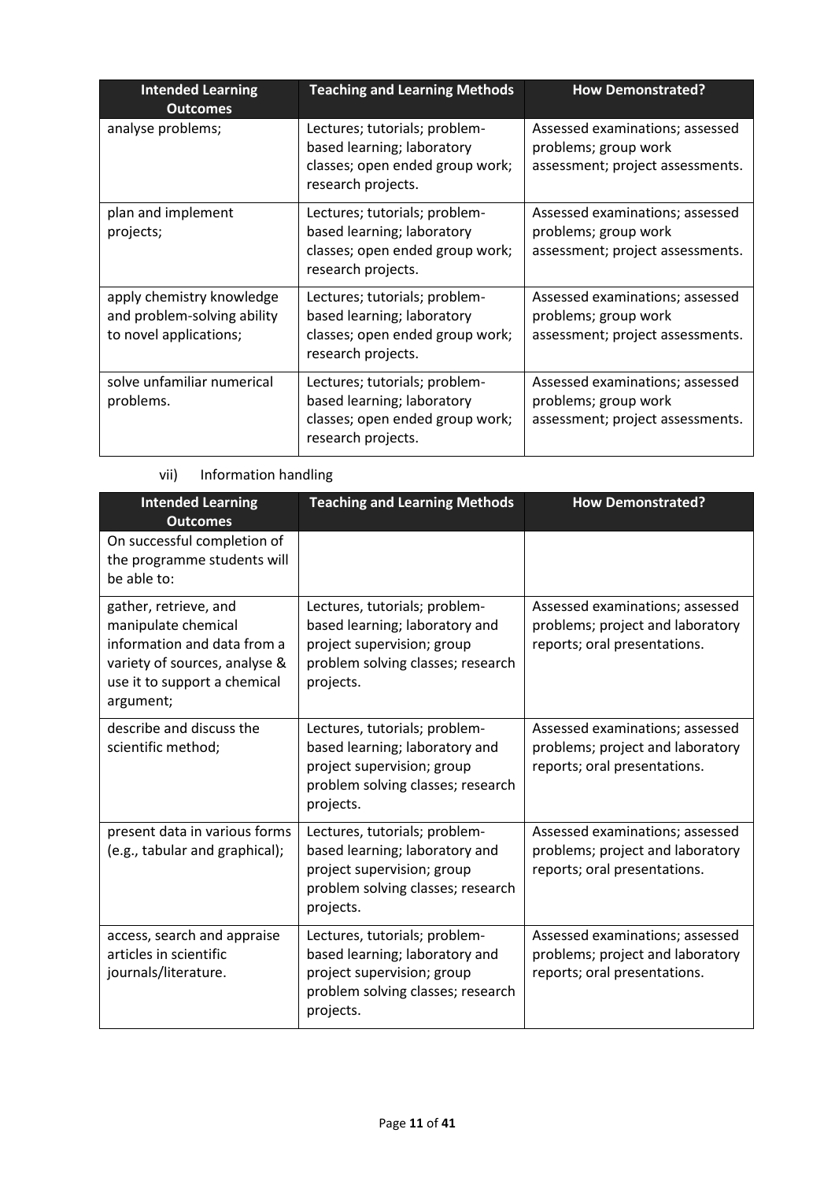| Intended Learning Outcomes | Teaching and Learning Methods | How Demonstrated? |
| --- | --- | --- |
| analyse problems; | Lectures; tutorials; problem-based learning; laboratory classes; open ended group work; research projects. | Assessed examinations; assessed problems; group work assessment; project assessments. |
| plan and implement projects; | Lectures; tutorials; problem-based learning; laboratory classes; open ended group work; research projects. | Assessed examinations; assessed problems; group work assessment; project assessments. |
| apply chemistry knowledge and problem-solving ability to novel applications; | Lectures; tutorials; problem-based learning; laboratory classes; open ended group work; research projects. | Assessed examinations; assessed problems; group work assessment; project assessments. |
| solve unfamiliar numerical problems. | Lectures; tutorials; problem-based learning; laboratory classes; open ended group work; research projects. | Assessed examinations; assessed problems; group work assessment; project assessments. |

vii) Information handling

| Intended Learning Outcomes | Teaching and Learning Methods | How Demonstrated? |
| --- | --- | --- |
| On successful completion of the programme students will be able to: | | |
| gather, retrieve, and manipulate chemical information and data from a variety of sources, analyse & use it to support a chemical argument; | Lectures, tutorials; problem-based learning; laboratory and project supervision; group problem solving classes; research projects. | Assessed examinations; assessed problems; project and laboratory reports; oral presentations. |
| describe and discuss the scientific method; | Lectures, tutorials; problem-based learning; laboratory and project supervision; group problem solving classes; research projects. | Assessed examinations; assessed problems; project and laboratory reports; oral presentations. |
| present data in various forms (e.g., tabular and graphical); | Lectures, tutorials; problem-based learning; laboratory and project supervision; group problem solving classes; research projects. | Assessed examinations; assessed problems; project and laboratory reports; oral presentations. |
| access, search and appraise articles in scientific journals/literature. | Lectures, tutorials; problem-based learning; laboratory and project supervision; group problem solving classes; research projects. | Assessed examinations; assessed problems; project and laboratory reports; oral presentations. |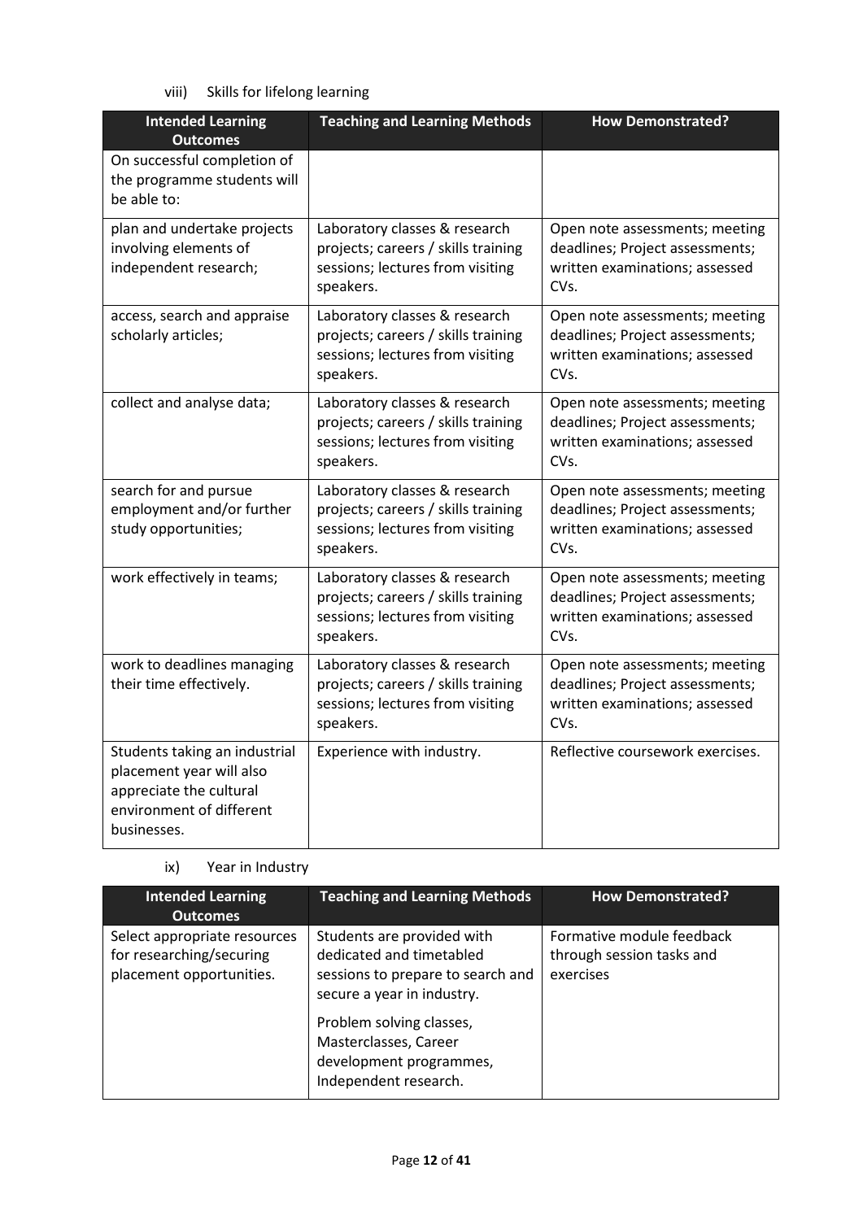viii) Skills for lifelong learning

| Intended Learning Outcomes | Teaching and Learning Methods | How Demonstrated? |
|---|---|---|
| On successful completion of the programme students will be able to: | | |
| plan and undertake projects involving elements of independent research; | Laboratory classes & research projects; careers / skills training sessions; lectures from visiting speakers. | Open note assessments; meeting deadlines; Project assessments; written examinations; assessed CVs. |
| access, search and appraise scholarly articles; | Laboratory classes & research projects; careers / skills training sessions; lectures from visiting speakers. | Open note assessments; meeting deadlines; Project assessments; written examinations; assessed CVs. |
| collect and analyse data; | Laboratory classes & research projects; careers / skills training sessions; lectures from visiting speakers. | Open note assessments; meeting deadlines; Project assessments; written examinations; assessed CVs. |
| search for and pursue employment and/or further study opportunities; | Laboratory classes & research projects; careers / skills training sessions; lectures from visiting speakers. | Open note assessments; meeting deadlines; Project assessments; written examinations; assessed CVs. |
| work effectively in teams; | Laboratory classes & research projects; careers / skills training sessions; lectures from visiting speakers. | Open note assessments; meeting deadlines; Project assessments; written examinations; assessed CVs. |
| work to deadlines managing their time effectively. | Laboratory classes & research projects; careers / skills training sessions; lectures from visiting speakers. | Open note assessments; meeting deadlines; Project assessments; written examinations; assessed CVs. |
| Students taking an industrial placement year will also appreciate the cultural environment of different businesses. | Experience with industry. | Reflective coursework exercises. |

ix) Year in Industry

| Intended Learning Outcomes | Teaching and Learning Methods | How Demonstrated? |
|---|---|---|
| Select appropriate resources for researching/securing placement opportunities. | Students are provided with dedicated and timetabled sessions to prepare to search and secure a year in industry.<br><br>Problem solving classes, Masterclasses, Career development programmes, Independent research. | Formative module feedback through session tasks and exercises |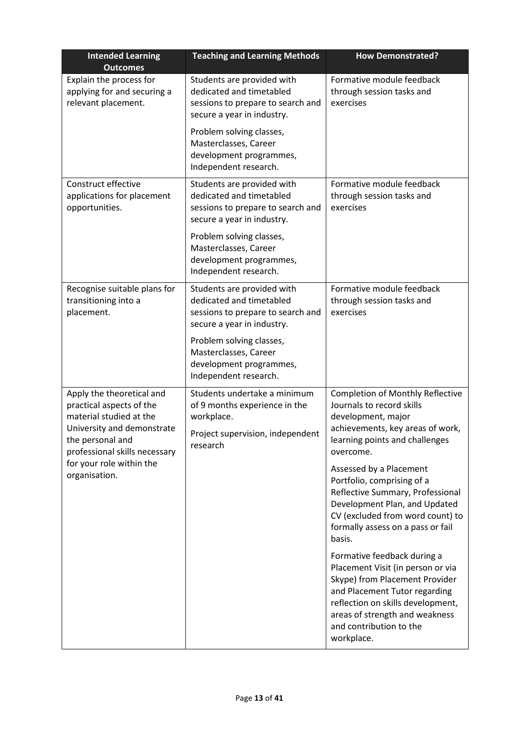| Intended Learning Outcomes | Teaching and Learning Methods | How Demonstrated? |
| --- | --- | --- |
| Explain the process for applying for and securing a relevant placement. | Students are provided with dedicated and timetabled sessions to prepare to search and secure a year in industry.<br><br>Problem solving classes, Masterclasses, Career development programmes, Independent research. | Formative module feedback through session tasks and exercises |
| Construct effective applications for placement opportunities. | Students are provided with dedicated and timetabled sessions to prepare to search and secure a year in industry.<br><br>Problem solving classes, Masterclasses, Career development programmes, Independent research. | Formative module feedback through session tasks and exercises |
| Recognise suitable plans for transitioning into a placement. | Students are provided with dedicated and timetabled sessions to prepare to search and secure a year in industry.<br><br>Problem solving classes, Masterclasses, Career development programmes, Independent research. | Formative module feedback through session tasks and exercises |
| Apply the theoretical and practical aspects of the material studied at the University and demonstrate the personal and professional skills necessary for your role within the organisation. | Students undertake a minimum of 9 months experience in the workplace.<br><br>Project supervision, independent research | Completion of Monthly Reflective Journals to record skills development, major achievements, key areas of work, learning points and challenges overcome.<br><br>Assessed by a Placement Portfolio, comprising of a Reflective Summary, Professional Development Plan, and Updated CV (excluded from word count) to formally assess on a pass or fail basis.<br><br>Formative feedback during a Placement Visit (in person or via Skype) from Placement Provider and Placement Tutor regarding reflection on skills development, areas of strength and weakness and contribution to the workplace. |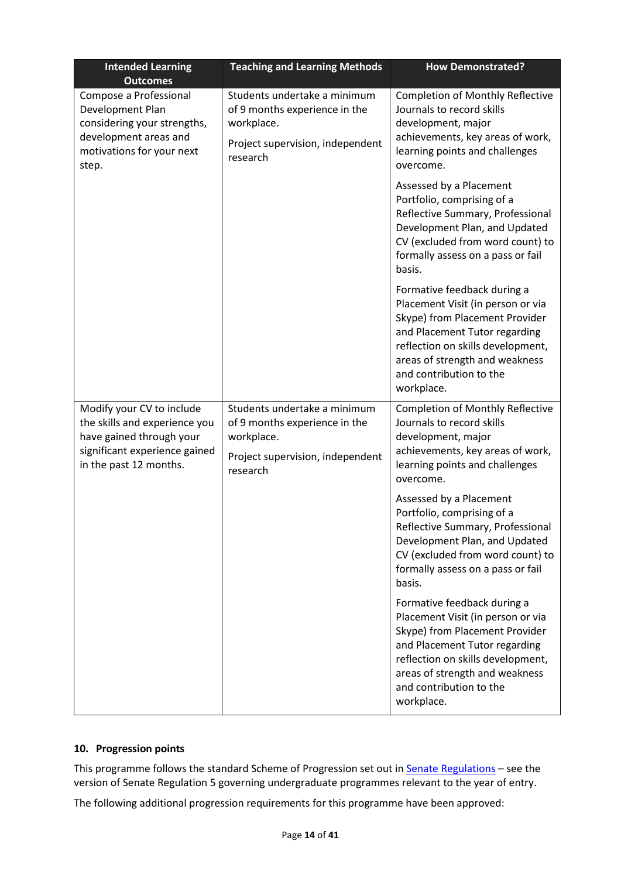| Intended Learning Outcomes | Teaching and Learning Methods | How Demonstrated? |
|---|---|---|
| Compose a Professional Development Plan considering your strengths, development areas and motivations for your next step. | Students undertake a minimum of 9 months experience in the workplace.<br><br>Project supervision, independent research | Completion of Monthly Reflective Journals to record skills development, major achievements, key areas of work, learning points and challenges overcome.<br><br>Assessed by a Placement Portfolio, comprising of a Reflective Summary, Professional Development Plan, and Updated CV (excluded from word count) to formally assess on a pass or fail basis.<br><br>Formative feedback during a Placement Visit (in person or via Skype) from Placement Provider and Placement Tutor regarding reflection on skills development, areas of strength and weakness and contribution to the workplace. |
| Modify your CV to include the skills and experience you have gained through your significant experience gained in the past 12 months. | Students undertake a minimum of 9 months experience in the workplace.<br><br>Project supervision, independent research | Completion of Monthly Reflective Journals to record skills development, major achievements, key areas of work, learning points and challenges overcome.<br><br>Assessed by a Placement Portfolio, comprising of a Reflective Summary, Professional Development Plan, and Updated CV (excluded from word count) to formally assess on a pass or fail basis.<br><br>Formative feedback during a Placement Visit (in person or via Skype) from Placement Provider and Placement Tutor regarding reflection on skills development, areas of strength and weakness and contribution to the workplace. |

### 10. Progression points

This programme follows the standard Scheme of Progression set out in Senate Regulations – see the version of Senate Regulation 5 governing undergraduate programmes relevant to the year of entry.

The following additional progression requirements for this programme have been approved: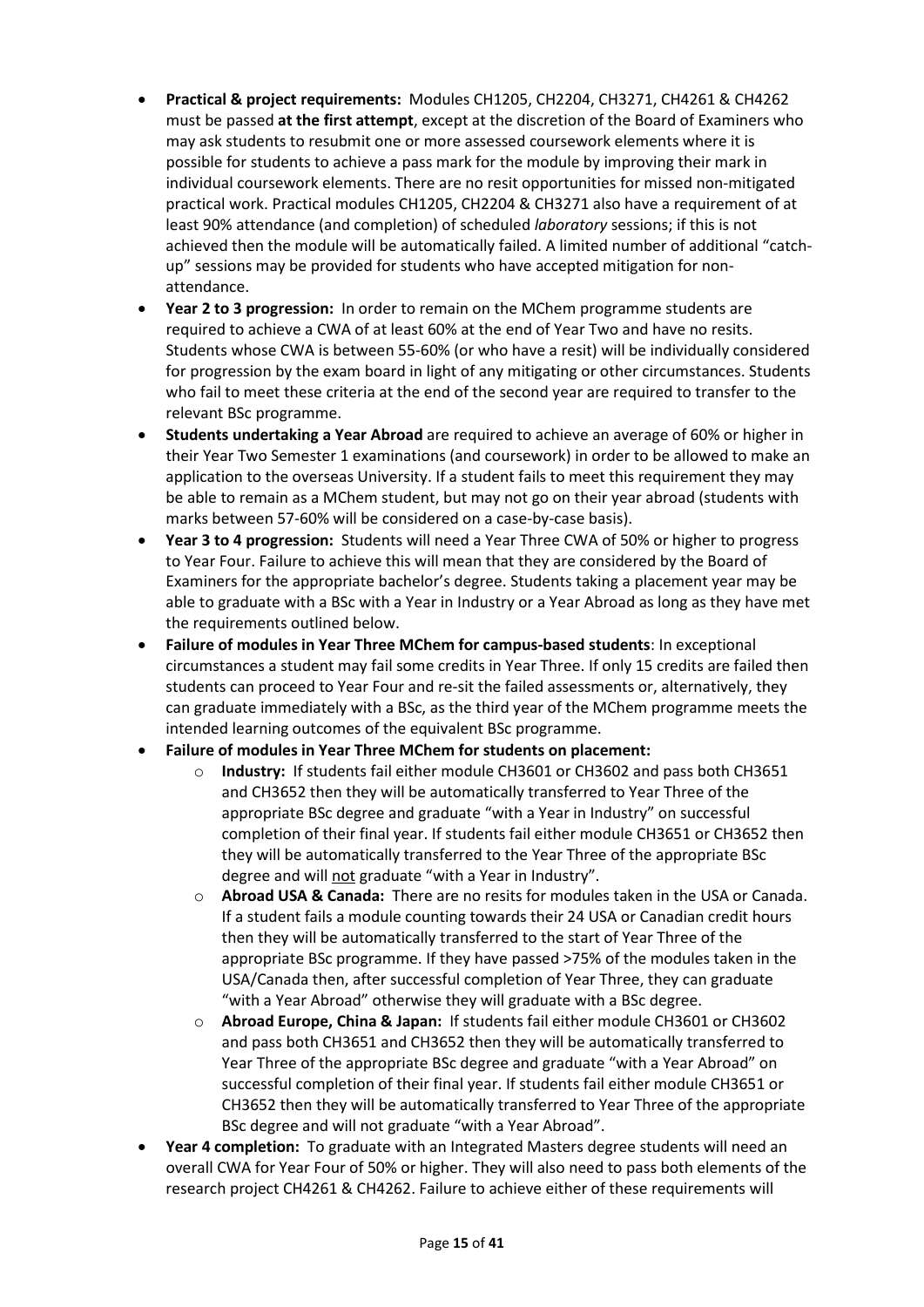- **Practical & project requirements:** Modules CH1205, CH2204, CH3271, CH4261 & CH4262 must be passed **at the first attempt**, except at the discretion of the Board of Examiners who may ask students to resubmit one or more assessed coursework elements where it is possible for students to achieve a pass mark for the module by improving their mark in individual coursework elements. There are no resit opportunities for missed non-mitigated practical work. Practical modules CH1205, CH2204 & CH3271 also have a requirement of at least 90% attendance (and completion) of scheduled *laboratory* sessions; if this is not achieved then the module will be automatically failed. A limited number of additional "catch-up" sessions may be provided for students who have accepted mitigation for non-attendance.
- **Year 2 to 3 progression:** In order to remain on the MChem programme students are required to achieve a CWA of at least 60% at the end of Year Two and have no resits. Students whose CWA is between 55-60% (or who have a resit) will be individually considered for progression by the exam board in light of any mitigating or other circumstances. Students who fail to meet these criteria at the end of the second year are required to transfer to the relevant BSc programme.
- **Students undertaking a Year Abroad** are required to achieve an average of 60% or higher in their Year Two Semester 1 examinations (and coursework) in order to be allowed to make an application to the overseas University. If a student fails to meet this requirement they may be able to remain as a MChem student, but may not go on their year abroad (students with marks between 57-60% will be considered on a case-by-case basis).
- **Year 3 to 4 progression:** Students will need a Year Three CWA of 50% or higher to progress to Year Four. Failure to achieve this will mean that they are considered by the Board of Examiners for the appropriate bachelor's degree. Students taking a placement year may be able to graduate with a BSc with a Year in Industry or a Year Abroad as long as they have met the requirements outlined below.
- **Failure of modules in Year Three MChem for campus-based students**: In exceptional circumstances a student may fail some credits in Year Three. If only 15 credits are failed then students can proceed to Year Four and re-sit the failed assessments or, alternatively, they can graduate immediately with a BSc, as the third year of the MChem programme meets the intended learning outcomes of the equivalent BSc programme.
- **Failure of modules in Year Three MChem for students on placement:**
  - **Industry:** If students fail either module CH3601 or CH3602 and pass both CH3651 and CH3652 then they will be automatically transferred to Year Three of the appropriate BSc degree and graduate "with a Year in Industry" on successful completion of their final year. If students fail either module CH3651 or CH3652 then they will be automatically transferred to the Year Three of the appropriate BSc degree and will <u>not</u> graduate "with a Year in Industry".
  - **Abroad USA & Canada:** There are no resits for modules taken in the USA or Canada. If a student fails a module counting towards their 24 USA or Canadian credit hours then they will be automatically transferred to the start of Year Three of the appropriate BSc programme. If they have passed >75% of the modules taken in the USA/Canada then, after successful completion of Year Three, they can graduate "with a Year Abroad" otherwise they will graduate with a BSc degree.
  - **Abroad Europe, China & Japan:** If students fail either module CH3601 or CH3602 and pass both CH3651 and CH3652 then they will be automatically transferred to Year Three of the appropriate BSc degree and graduate "with a Year Abroad" on successful completion of their final year. If students fail either module CH3651 or CH3652 then they will be automatically transferred to Year Three of the appropriate BSc degree and will not graduate "with a Year Abroad".
- **Year 4 completion:** To graduate with an Integrated Masters degree students will need an overall CWA for Year Four of 50% or higher. They will also need to pass both elements of the research project CH4261 & CH4262. Failure to achieve either of these requirements will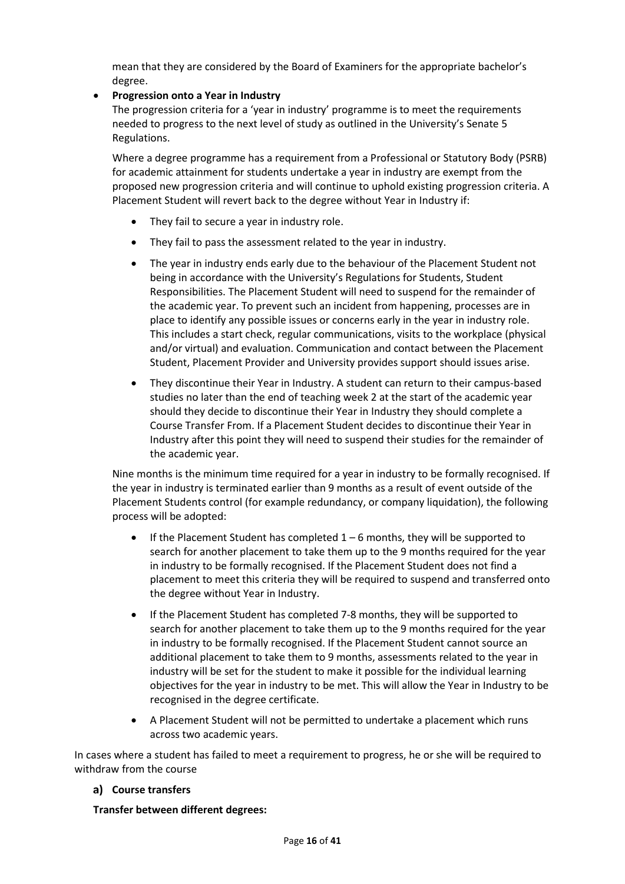mean that they are considered by the Board of Examiners for the appropriate bachelor's degree.

- **Progression onto a Year in Industry**

  The progression criteria for a 'year in industry' programme is to meet the requirements needed to progress to the next level of study as outlined in the University's Senate 5 Regulations.

  Where a degree programme has a requirement from a Professional or Statutory Body (PSRB) for academic attainment for students undertake a year in industry are exempt from the proposed new progression criteria and will continue to uphold existing progression criteria. A Placement Student will revert back to the degree without Year in Industry if:

  - They fail to secure a year in industry role.
  - They fail to pass the assessment related to the year in industry.
  - The year in industry ends early due to the behaviour of the Placement Student not being in accordance with the University's Regulations for Students, Student Responsibilities. The Placement Student will need to suspend for the remainder of the academic year. To prevent such an incident from happening, processes are in place to identify any possible issues or concerns early in the year in industry role. This includes a start check, regular communications, visits to the workplace (physical and/or virtual) and evaluation. Communication and contact between the Placement Student, Placement Provider and University provides support should issues arise.
  - They discontinue their Year in Industry. A student can return to their campus-based studies no later than the end of teaching week 2 at the start of the academic year should they decide to discontinue their Year in Industry they should complete a Course Transfer From. If a Placement Student decides to discontinue their Year in Industry after this point they will need to suspend their studies for the remainder of the academic year.

  Nine months is the minimum time required for a year in industry to be formally recognised. If the year in industry is terminated earlier than 9 months as a result of event outside of the Placement Students control (for example redundancy, or company liquidation), the following process will be adopted:

  - If the Placement Student has completed 1 – 6 months, they will be supported to search for another placement to take them up to the 9 months required for the year in industry to be formally recognised. If the Placement Student does not find a placement to meet this criteria they will be required to suspend and transferred onto the degree without Year in Industry.
  - If the Placement Student has completed 7-8 months, they will be supported to search for another placement to take them up to the 9 months required for the year in industry to be formally recognised. If the Placement Student cannot source an additional placement to take them to 9 months, assessments related to the year in industry will be set for the student to make it possible for the individual learning objectives for the year in industry to be met. This will allow the Year in Industry to be recognised in the degree certificate.
  - A Placement Student will not be permitted to undertake a placement which runs across two academic years.

In cases where a student has failed to meet a requirement to progress, he or she will be required to withdraw from the course

**a) Course transfers**

**Transfer between different degrees:**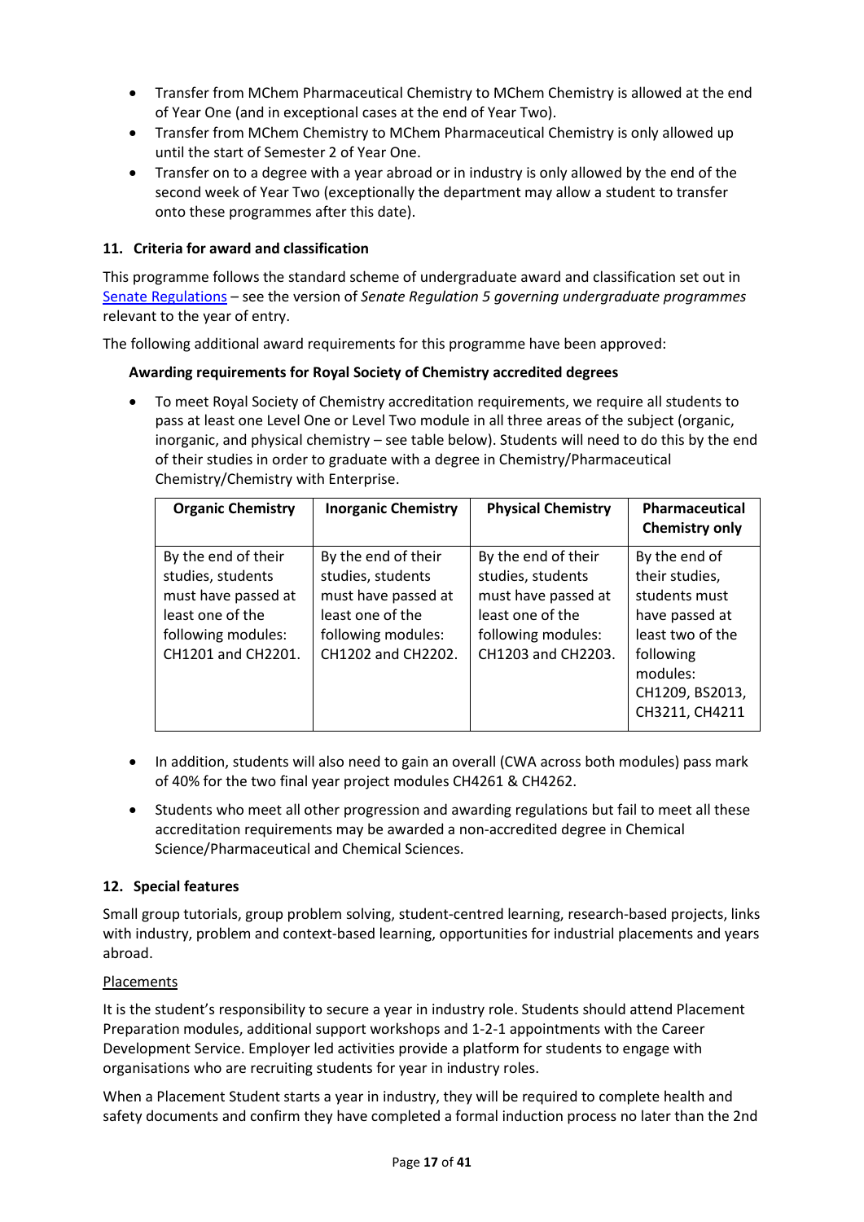- Transfer from MChem Pharmaceutical Chemistry to MChem Chemistry is allowed at the end of Year One (and in exceptional cases at the end of Year Two).
- Transfer from MChem Chemistry to MChem Pharmaceutical Chemistry is only allowed up until the start of Semester 2 of Year One.
- Transfer on to a degree with a year abroad or in industry is only allowed by the end of the second week of Year Two (exceptionally the department may allow a student to transfer onto these programmes after this date).

## 11. Criteria for award and classification

This programme follows the standard scheme of undergraduate award and classification set out in Senate Regulations – see the version of *Senate Regulation 5 governing undergraduate programmes* relevant to the year of entry.

The following additional award requirements for this programme have been approved:

**Awarding requirements for Royal Society of Chemistry accredited degrees**

- To meet Royal Society of Chemistry accreditation requirements, we require all students to pass at least one Level One or Level Two module in all three areas of the subject (organic, inorganic, and physical chemistry – see table below). Students will need to do this by the end of their studies in order to graduate with a degree in Chemistry/Pharmaceutical Chemistry/Chemistry with Enterprise.

| Organic Chemistry | Inorganic Chemistry | Physical Chemistry | Pharmaceutical Chemistry only |
| --- | --- | --- | --- |
| By the end of their studies, students must have passed at least one of the following modules: CH1201 and CH2201. | By the end of their studies, students must have passed at least one of the following modules: CH1202 and CH2202. | By the end of their studies, students must have passed at least one of the following modules: CH1203 and CH2203. | By the end of their studies, students must have passed at least two of the following modules: CH1209, BS2013, CH3211, CH4211 |

- In addition, students will also need to gain an overall (CWA across both modules) pass mark of 40% for the two final year project modules CH4261 & CH4262.
- Students who meet all other progression and awarding regulations but fail to meet all these accreditation requirements may be awarded a non-accredited degree in Chemical Science/Pharmaceutical and Chemical Sciences.

## 12. Special features

Small group tutorials, group problem solving, student-centred learning, research-based projects, links with industry, problem and context-based learning, opportunities for industrial placements and years abroad.

Placements

It is the student's responsibility to secure a year in industry role. Students should attend Placement Preparation modules, additional support workshops and 1-2-1 appointments with the Career Development Service. Employer led activities provide a platform for students to engage with organisations who are recruiting students for year in industry roles.

When a Placement Student starts a year in industry, they will be required to complete health and safety documents and confirm they have completed a formal induction process no later than the 2nd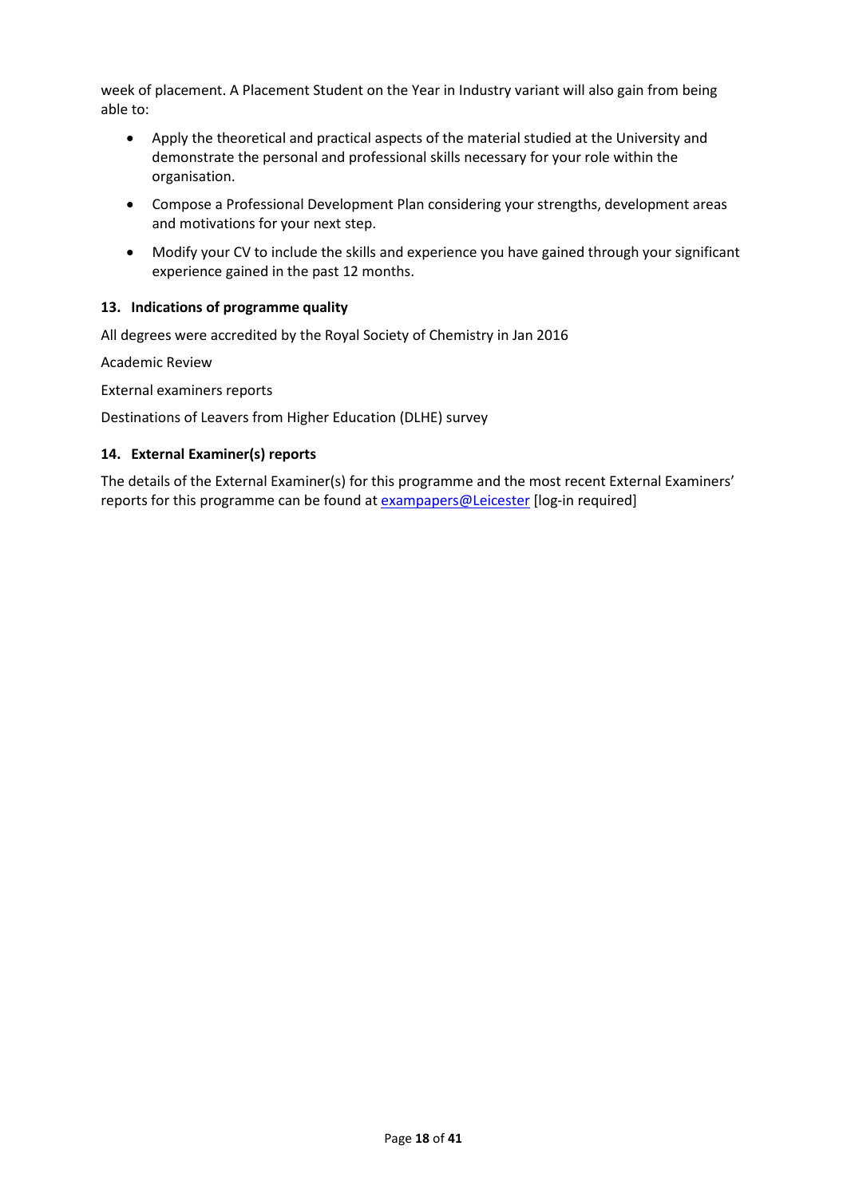week of placement. A Placement Student on the Year in Industry variant will also gain from being able to:

- Apply the theoretical and practical aspects of the material studied at the University and demonstrate the personal and professional skills necessary for your role within the organisation.
- Compose a Professional Development Plan considering your strengths, development areas and motivations for your next step.
- Modify your CV to include the skills and experience you have gained through your significant experience gained in the past 12 months.

#### 13. Indications of programme quality

All degrees were accredited by the Royal Society of Chemistry in Jan 2016

Academic Review

External examiners reports

Destinations of Leavers from Higher Education (DLHE) survey

#### 14. External Examiner(s) reports

The details of the External Examiner(s) for this programme and the most recent External Examiners' reports for this programme can be found at exampapers@Leicester [log-in required]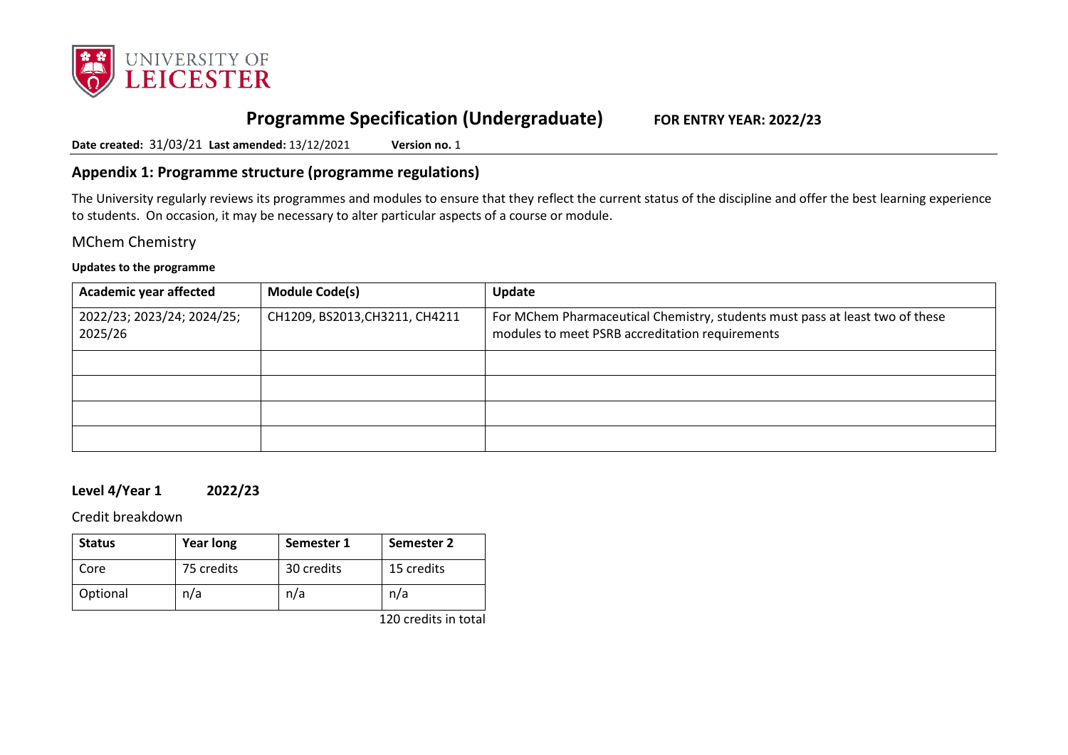# Programme Specification (Undergraduate) FOR ENTRY YEAR: 2022/23

**Date created:** 31/03/21 **Last amended:** 13/12/2021 **Version no.** 1

## Appendix 1: Programme structure (programme regulations)

The University regularly reviews its programmes and modules to ensure that they reflect the current status of the discipline and offer the best learning experience to students. On occasion, it may be necessary to alter particular aspects of a course or module.

MChem Chemistry

**Updates to the programme**

| Academic year affected | Module Code(s) | Update |
|---|---|---|
| 2022/23; 2023/24; 2024/25; 2025/26 | CH1209, BS2013,CH3211, CH4211 | For MChem Pharmaceutical Chemistry, students must pass at least two of these modules to meet PSRB accreditation requirements |
| | | |
| | | |
| | | |
| | | |

### Level 4/Year 1 2022/23

Credit breakdown

| Status | Year long | Semester 1 | Semester 2 |
|---|---|---|---|
| Core | 75 credits | 30 credits | 15 credits |
| Optional | n/a | n/a | n/a |

120 credits in total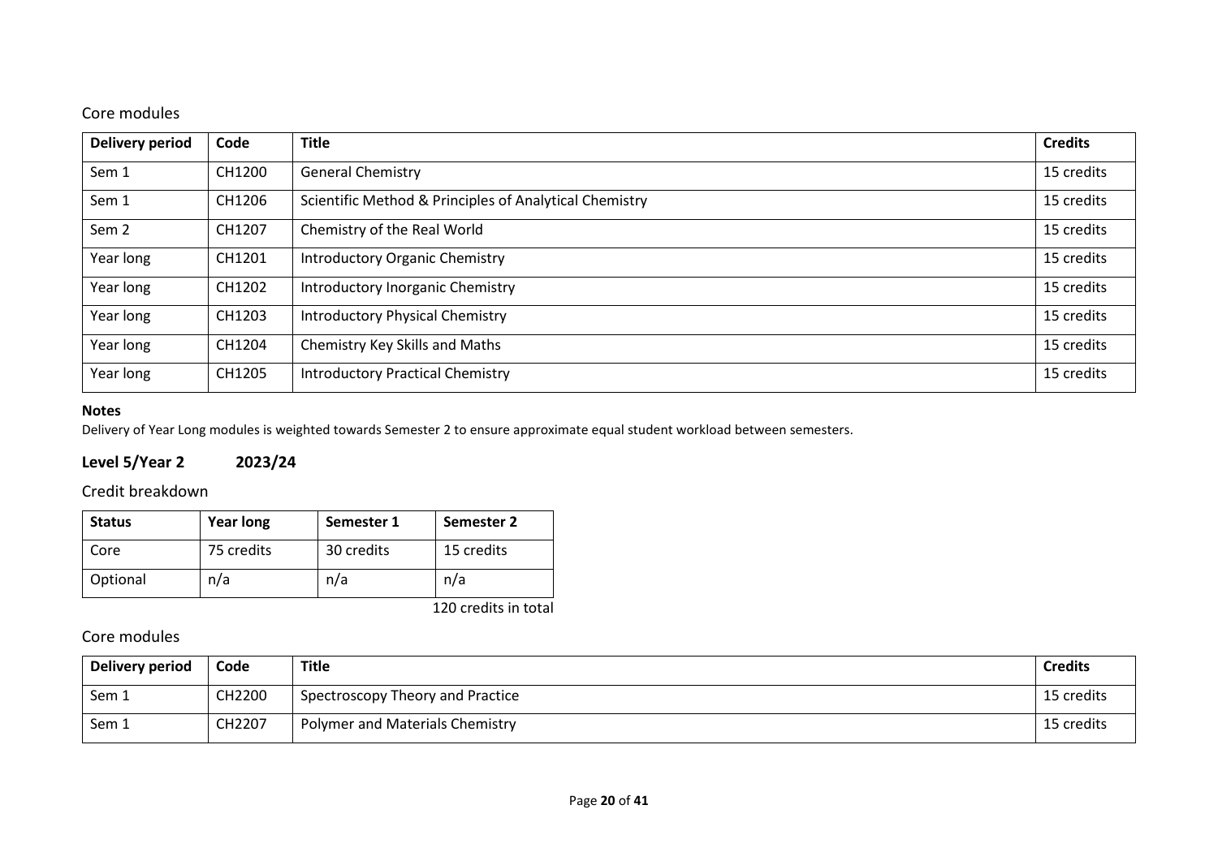### Core modules

| Delivery period | Code | Title | Credits |
|---|---|---|---|
| Sem 1 | CH1200 | General Chemistry | 15 credits |
| Sem 1 | CH1206 | Scientific Method & Principles of Analytical Chemistry | 15 credits |
| Sem 2 | CH1207 | Chemistry of the Real World | 15 credits |
| Year long | CH1201 | Introductory Organic Chemistry | 15 credits |
| Year long | CH1202 | Introductory Inorganic Chemistry | 15 credits |
| Year long | CH1203 | Introductory Physical Chemistry | 15 credits |
| Year long | CH1204 | Chemistry Key Skills and Maths | 15 credits |
| Year long | CH1205 | Introductory Practical Chemistry | 15 credits |

**Notes**

Delivery of Year Long modules is weighted towards Semester 2 to ensure approximate equal student workload between semesters.

## Level 5/Year 2 2023/24

### Credit breakdown

| Status | Year long | Semester 1 | Semester 2 |
|---|---|---|---|
| Core | 75 credits | 30 credits | 15 credits |
| Optional | n/a | n/a | n/a |

120 credits in total

### Core modules

| Delivery period | Code | Title | Credits |
|---|---|---|---|
| Sem 1 | CH2200 | Spectroscopy Theory and Practice | 15 credits |
| Sem 1 | CH2207 | Polymer and Materials Chemistry | 15 credits |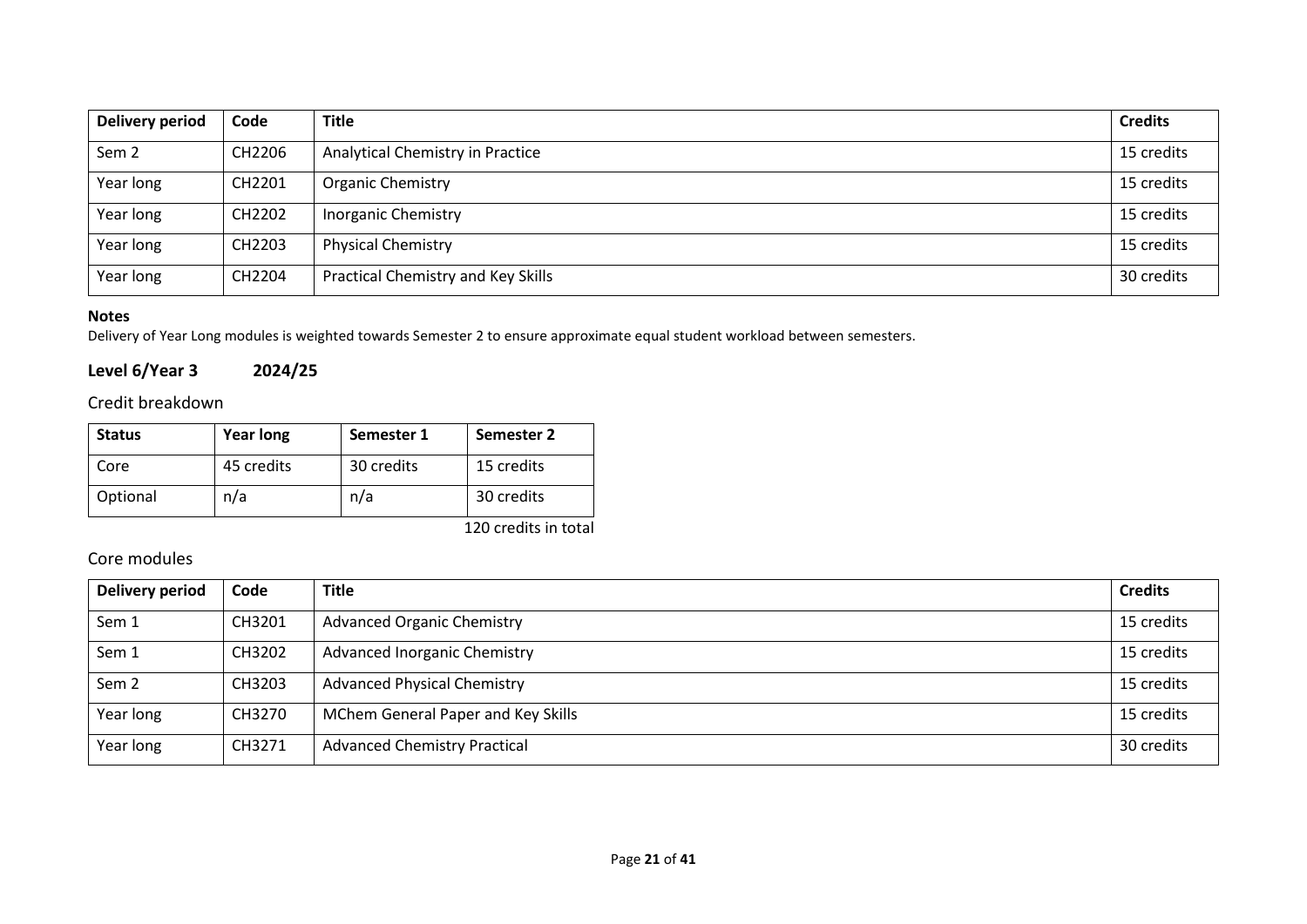| Delivery period | Code | Title | Credits |
|---|---|---|---|
| Sem 2 | CH2206 | Analytical Chemistry in Practice | 15 credits |
| Year long | CH2201 | Organic Chemistry | 15 credits |
| Year long | CH2202 | Inorganic Chemistry | 15 credits |
| Year long | CH2203 | Physical Chemistry | 15 credits |
| Year long | CH2204 | Practical Chemistry and Key Skills | 30 credits |

**Notes**

Delivery of Year Long modules is weighted towards Semester 2 to ensure approximate equal student workload between semesters.

## Level 6/Year 3 2024/25

### Credit breakdown

| Status | Year long | Semester 1 | Semester 2 |
|---|---|---|---|
| Core | 45 credits | 30 credits | 15 credits |
| Optional | n/a | n/a | 30 credits |

120 credits in total

### Core modules

| Delivery period | Code | Title | Credits |
|---|---|---|---|
| Sem 1 | CH3201 | Advanced Organic Chemistry | 15 credits |
| Sem 1 | CH3202 | Advanced Inorganic Chemistry | 15 credits |
| Sem 2 | CH3203 | Advanced Physical Chemistry | 15 credits |
| Year long | CH3270 | MChem General Paper and Key Skills | 15 credits |
| Year long | CH3271 | Advanced Chemistry Practical | 30 credits |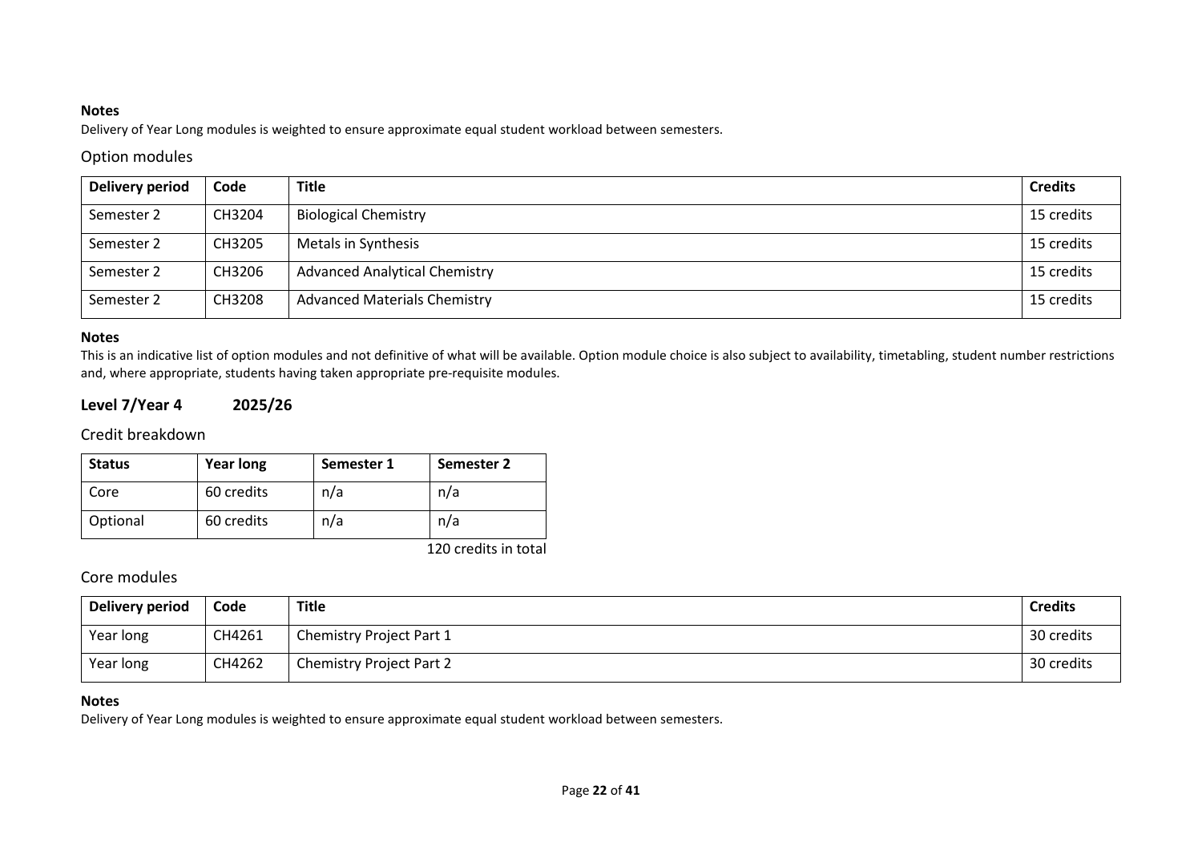**Notes**

Delivery of Year Long modules is weighted to ensure approximate equal student workload between semesters.

### Option modules

| Delivery period | Code | Title | Credits |
|---|---|---|---|
| Semester 2 | CH3204 | Biological Chemistry | 15 credits |
| Semester 2 | CH3205 | Metals in Synthesis | 15 credits |
| Semester 2 | CH3206 | Advanced Analytical Chemistry | 15 credits |
| Semester 2 | CH3208 | Advanced Materials Chemistry | 15 credits |

**Notes**

This is an indicative list of option modules and not definitive of what will be available. Option module choice is also subject to availability, timetabling, student number restrictions and, where appropriate, students having taken appropriate pre-requisite modules.

## Level 7/Year 4 2025/26

### Credit breakdown

| Status | Year long | Semester 1 | Semester 2 |
|---|---|---|---|
| Core | 60 credits | n/a | n/a |
| Optional | 60 credits | n/a | n/a |

120 credits in total

### Core modules

| Delivery period | Code | Title | Credits |
|---|---|---|---|
| Year long | CH4261 | Chemistry Project Part 1 | 30 credits |
| Year long | CH4262 | Chemistry Project Part 2 | 30 credits |

**Notes**

Delivery of Year Long modules is weighted to ensure approximate equal student workload between semesters.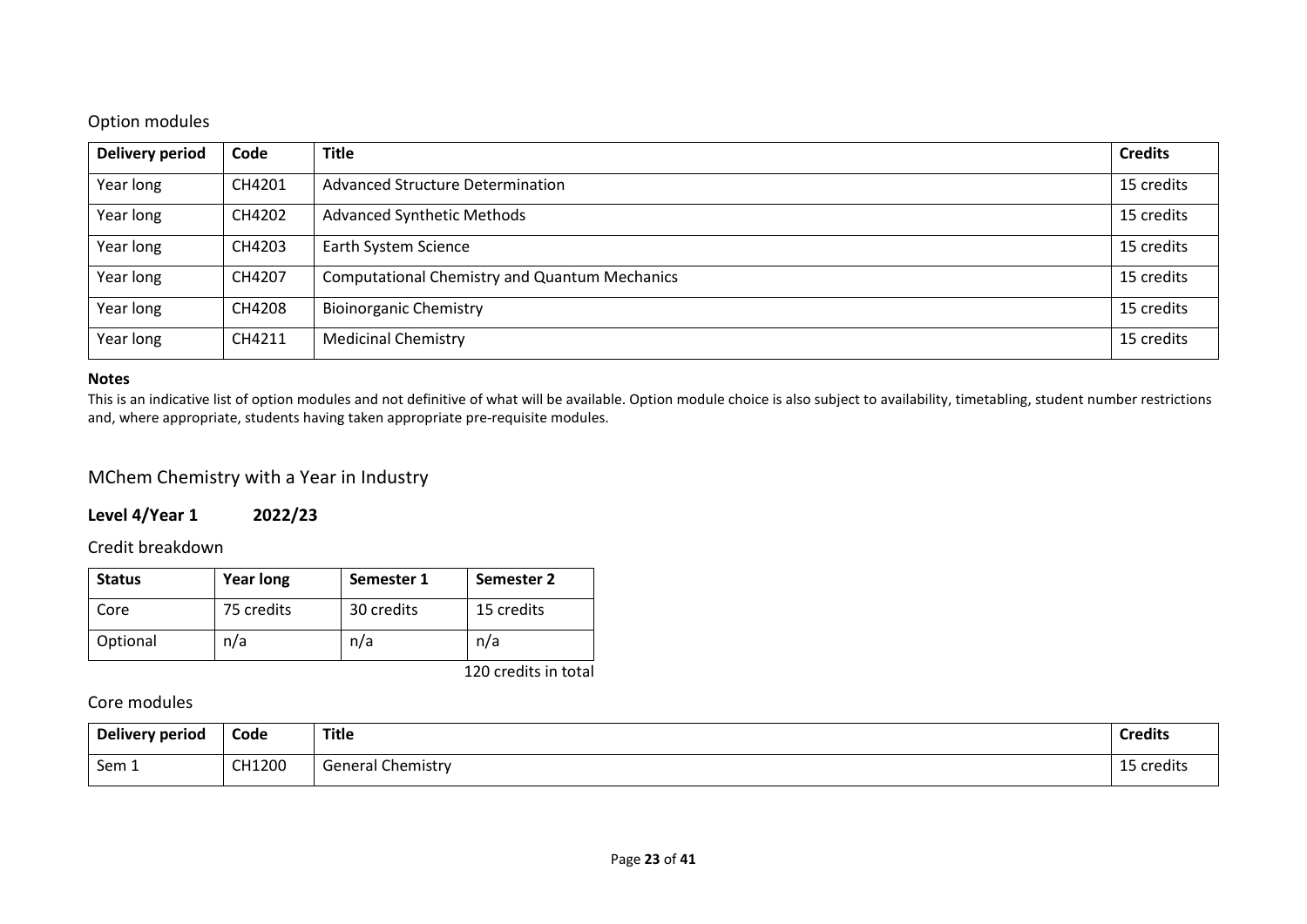### Option modules

| Delivery period | Code | Title | Credits |
|---|---|---|---|
| Year long | CH4201 | Advanced Structure Determination | 15 credits |
| Year long | CH4202 | Advanced Synthetic Methods | 15 credits |
| Year long | CH4203 | Earth System Science | 15 credits |
| Year long | CH4207 | Computational Chemistry and Quantum Mechanics | 15 credits |
| Year long | CH4208 | Bioinorganic Chemistry | 15 credits |
| Year long | CH4211 | Medicinal Chemistry | 15 credits |

**Notes**

This is an indicative list of option modules and not definitive of what will be available. Option module choice is also subject to availability, timetabling, student number restrictions and, where appropriate, students having taken appropriate pre-requisite modules.

## MChem Chemistry with a Year in Industry

**Level 4/Year 1 2022/23**

### Credit breakdown

| Status | Year long | Semester 1 | Semester 2 |
|---|---|---|---|
| Core | 75 credits | 30 credits | 15 credits |
| Optional | n/a | n/a | n/a |

120 credits in total

### Core modules

| Delivery period | Code | Title | Credits |
|---|---|---|---|
| Sem 1 | CH1200 | General Chemistry | 15 credits |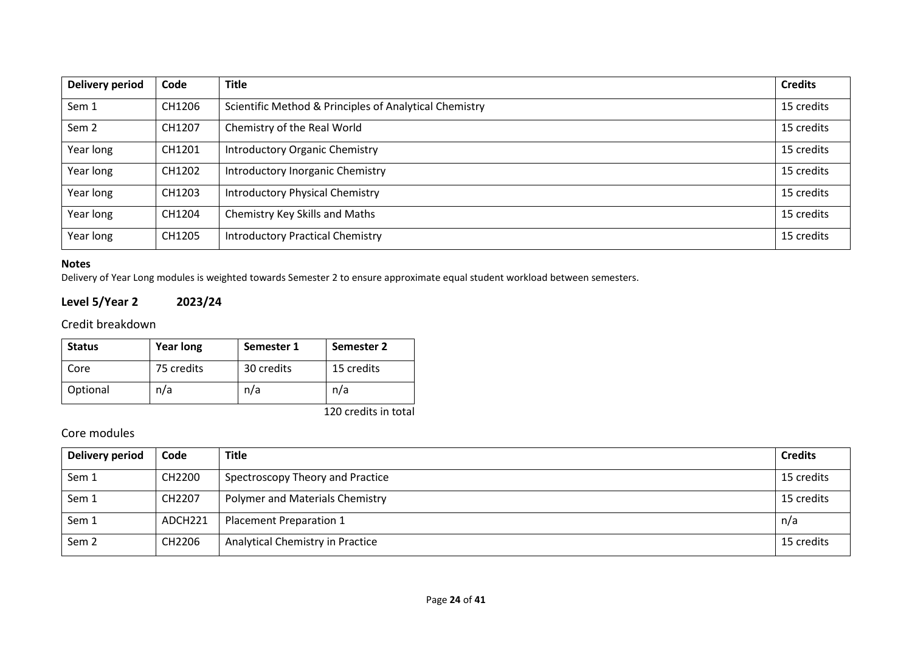| Delivery period | Code | Title | Credits |
|---|---|---|---|
| Sem 1 | CH1206 | Scientific Method & Principles of Analytical Chemistry | 15 credits |
| Sem 2 | CH1207 | Chemistry of the Real World | 15 credits |
| Year long | CH1201 | Introductory Organic Chemistry | 15 credits |
| Year long | CH1202 | Introductory Inorganic Chemistry | 15 credits |
| Year long | CH1203 | Introductory Physical Chemistry | 15 credits |
| Year long | CH1204 | Chemistry Key Skills and Maths | 15 credits |
| Year long | CH1205 | Introductory Practical Chemistry | 15 credits |

**Notes**

Delivery of Year Long modules is weighted towards Semester 2 to ensure approximate equal student workload between semesters.

## Level 5/Year 2 2023/24

### Credit breakdown

| Status | Year long | Semester 1 | Semester 2 |
|---|---|---|---|
| Core | 75 credits | 30 credits | 15 credits |
| Optional | n/a | n/a | n/a |

120 credits in total

### Core modules

| Delivery period | Code | Title | Credits |
|---|---|---|---|
| Sem 1 | CH2200 | Spectroscopy Theory and Practice | 15 credits |
| Sem 1 | CH2207 | Polymer and Materials Chemistry | 15 credits |
| Sem 1 | ADCH221 | Placement Preparation 1 | n/a |
| Sem 2 | CH2206 | Analytical Chemistry in Practice | 15 credits |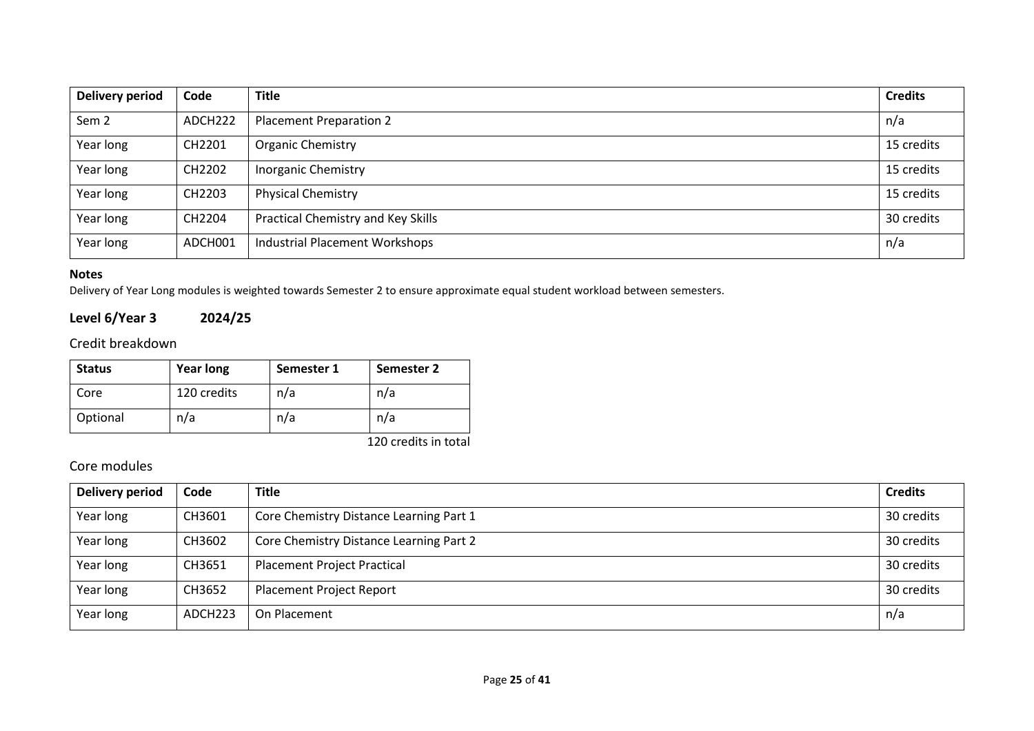| Delivery period | Code | Title | Credits |
|---|---|---|---|
| Sem 2 | ADCH222 | Placement Preparation 2 | n/a |
| Year long | CH2201 | Organic Chemistry | 15 credits |
| Year long | CH2202 | Inorganic Chemistry | 15 credits |
| Year long | CH2203 | Physical Chemistry | 15 credits |
| Year long | CH2204 | Practical Chemistry and Key Skills | 30 credits |
| Year long | ADCH001 | Industrial Placement Workshops | n/a |

**Notes**

Delivery of Year Long modules is weighted towards Semester 2 to ensure approximate equal student workload between semesters.

### Level 6/Year 3 2024/25

#### Credit breakdown

| Status | Year long | Semester 1 | Semester 2 |
|---|---|---|---|
| Core | 120 credits | n/a | n/a |
| Optional | n/a | n/a | n/a |

120 credits in total

#### Core modules

| Delivery period | Code | Title | Credits |
|---|---|---|---|
| Year long | CH3601 | Core Chemistry Distance Learning Part 1 | 30 credits |
| Year long | CH3602 | Core Chemistry Distance Learning Part 2 | 30 credits |
| Year long | CH3651 | Placement Project Practical | 30 credits |
| Year long | CH3652 | Placement Project Report | 30 credits |
| Year long | ADCH223 | On Placement | n/a |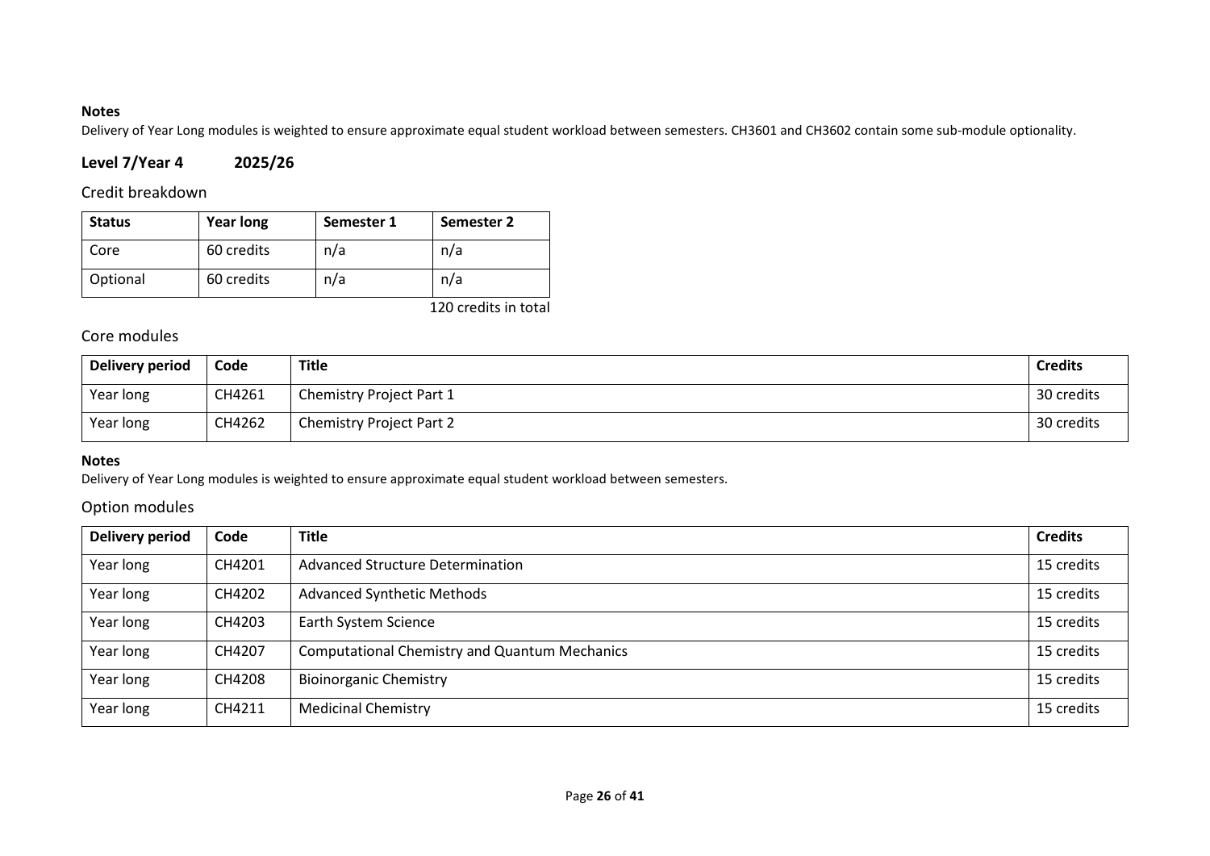**Notes**

Delivery of Year Long modules is weighted to ensure approximate equal student workload between semesters. CH3601 and CH3602 contain some sub-module optionality.

## Level 7/Year 4 2025/26

### Credit breakdown

| Status | Year long | Semester 1 | Semester 2 |
|---|---|---|---|
| Core | 60 credits | n/a | n/a |
| Optional | 60 credits | n/a | n/a |

120 credits in total

### Core modules

| Delivery period | Code | Title | Credits |
|---|---|---|---|
| Year long | CH4261 | Chemistry Project Part 1 | 30 credits |
| Year long | CH4262 | Chemistry Project Part 2 | 30 credits |

**Notes**

Delivery of Year Long modules is weighted to ensure approximate equal student workload between semesters.

### Option modules

| Delivery period | Code | Title | Credits |
|---|---|---|---|
| Year long | CH4201 | Advanced Structure Determination | 15 credits |
| Year long | CH4202 | Advanced Synthetic Methods | 15 credits |
| Year long | CH4203 | Earth System Science | 15 credits |
| Year long | CH4207 | Computational Chemistry and Quantum Mechanics | 15 credits |
| Year long | CH4208 | Bioinorganic Chemistry | 15 credits |
| Year long | CH4211 | Medicinal Chemistry | 15 credits |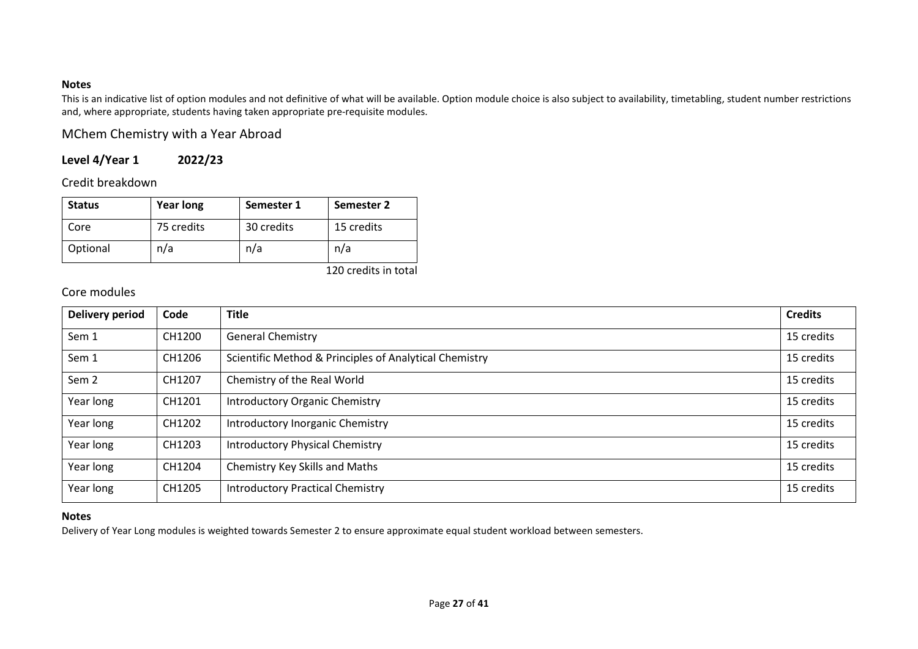**Notes**

This is an indicative list of option modules and not definitive of what will be available. Option module choice is also subject to availability, timetabling, student number restrictions and, where appropriate, students having taken appropriate pre-requisite modules.

## MChem Chemistry with a Year Abroad

### Level 4/Year 1 2022/23

#### Credit breakdown

| Status | Year long | Semester 1 | Semester 2 |
|---|---|---|---|
| Core | 75 credits | 30 credits | 15 credits |
| Optional | n/a | n/a | n/a |

120 credits in total

#### Core modules

| Delivery period | Code | Title | Credits |
|---|---|---|---|
| Sem 1 | CH1200 | General Chemistry | 15 credits |
| Sem 1 | CH1206 | Scientific Method & Principles of Analytical Chemistry | 15 credits |
| Sem 2 | CH1207 | Chemistry of the Real World | 15 credits |
| Year long | CH1201 | Introductory Organic Chemistry | 15 credits |
| Year long | CH1202 | Introductory Inorganic Chemistry | 15 credits |
| Year long | CH1203 | Introductory Physical Chemistry | 15 credits |
| Year long | CH1204 | Chemistry Key Skills and Maths | 15 credits |
| Year long | CH1205 | Introductory Practical Chemistry | 15 credits |

**Notes**

Delivery of Year Long modules is weighted towards Semester 2 to ensure approximate equal student workload between semesters.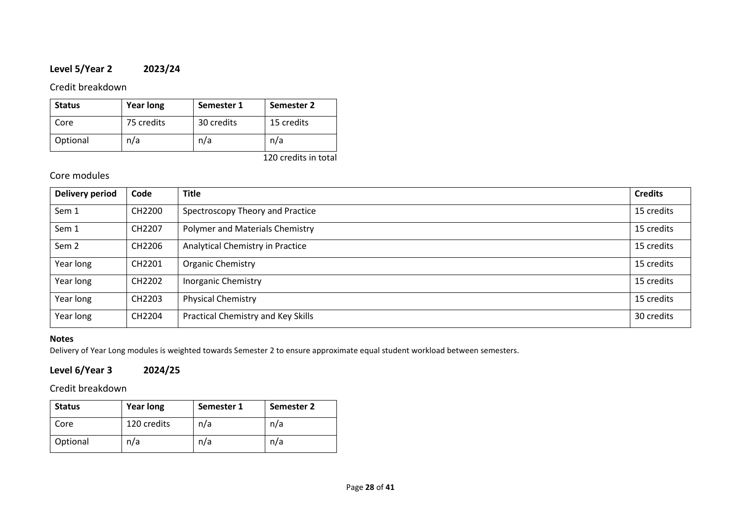## Level 5/Year 2 2023/24

### Credit breakdown

| Status | Year long | Semester 1 | Semester 2 |
|---|---|---|---|
| Core | 75 credits | 30 credits | 15 credits |
| Optional | n/a | n/a | n/a |

120 credits in total

### Core modules

| Delivery period | Code | Title | Credits |
|---|---|---|---|
| Sem 1 | CH2200 | Spectroscopy Theory and Practice | 15 credits |
| Sem 1 | CH2207 | Polymer and Materials Chemistry | 15 credits |
| Sem 2 | CH2206 | Analytical Chemistry in Practice | 15 credits |
| Year long | CH2201 | Organic Chemistry | 15 credits |
| Year long | CH2202 | Inorganic Chemistry | 15 credits |
| Year long | CH2203 | Physical Chemistry | 15 credits |
| Year long | CH2204 | Practical Chemistry and Key Skills | 30 credits |

**Notes**

Delivery of Year Long modules is weighted towards Semester 2 to ensure approximate equal student workload between semesters.

## Level 6/Year 3 2024/25

### Credit breakdown

| Status | Year long | Semester 1 | Semester 2 |
|---|---|---|---|
| Core | 120 credits | n/a | n/a |
| Optional | n/a | n/a | n/a |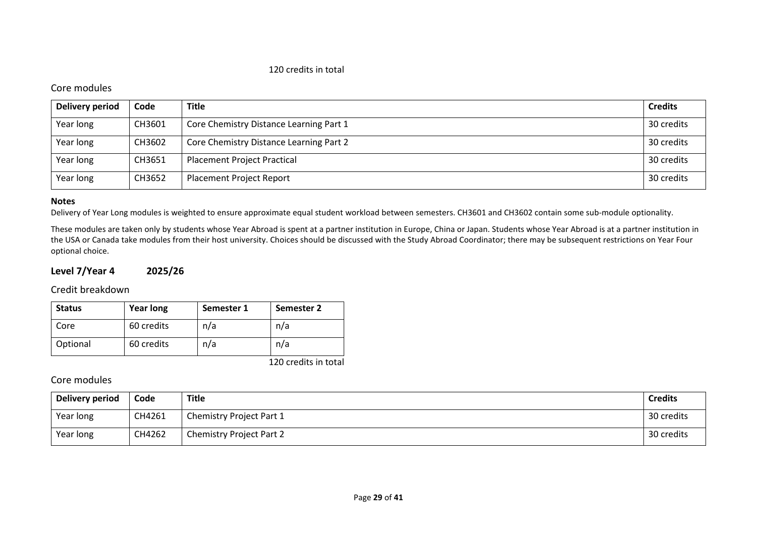120 credits in total

### Core modules

| Delivery period | Code | Title | Credits |
|---|---|---|---|
| Year long | CH3601 | Core Chemistry Distance Learning Part 1 | 30 credits |
| Year long | CH3602 | Core Chemistry Distance Learning Part 2 | 30 credits |
| Year long | CH3651 | Placement Project Practical | 30 credits |
| Year long | CH3652 | Placement Project Report | 30 credits |

**Notes**

Delivery of Year Long modules is weighted to ensure approximate equal student workload between semesters. CH3601 and CH3602 contain some sub-module optionality.

These modules are taken only by students whose Year Abroad is spent at a partner institution in Europe, China or Japan. Students whose Year Abroad is at a partner institution in the USA or Canada take modules from their host university. Choices should be discussed with the Study Abroad Coordinator; there may be subsequent restrictions on Year Four optional choice.

## Level 7/Year 4 2025/26

### Credit breakdown

| Status | Year long | Semester 1 | Semester 2 |
|---|---|---|---|
| Core | 60 credits | n/a | n/a |
| Optional | 60 credits | n/a | n/a |

120 credits in total

### Core modules

| Delivery period | Code | Title | Credits |
|---|---|---|---|
| Year long | CH4261 | Chemistry Project Part 1 | 30 credits |
| Year long | CH4262 | Chemistry Project Part 2 | 30 credits |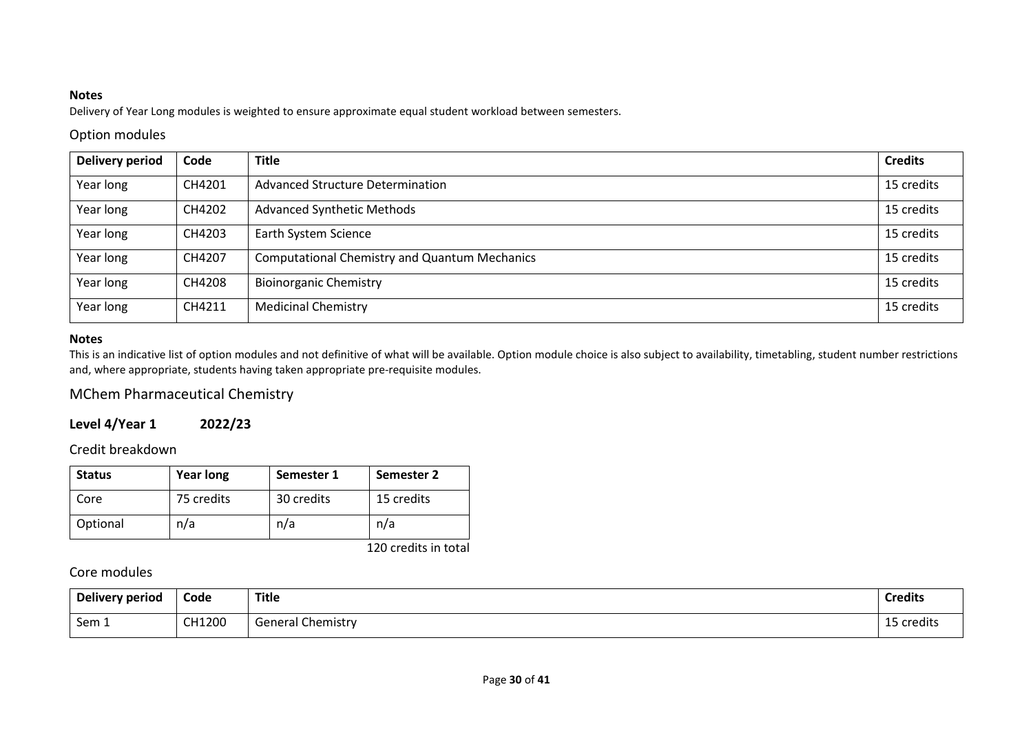**Notes**

Delivery of Year Long modules is weighted to ensure approximate equal student workload between semesters.

### Option modules

| Delivery period | Code | Title | Credits |
|---|---|---|---|
| Year long | CH4201 | Advanced Structure Determination | 15 credits |
| Year long | CH4202 | Advanced Synthetic Methods | 15 credits |
| Year long | CH4203 | Earth System Science | 15 credits |
| Year long | CH4207 | Computational Chemistry and Quantum Mechanics | 15 credits |
| Year long | CH4208 | Bioinorganic Chemistry | 15 credits |
| Year long | CH4211 | Medicinal Chemistry | 15 credits |

**Notes**

This is an indicative list of option modules and not definitive of what will be available. Option module choice is also subject to availability, timetabling, student number restrictions and, where appropriate, students having taken appropriate pre-requisite modules.

## MChem Pharmaceutical Chemistry

### Level 4/Year 1 2022/23

### Credit breakdown

| Status | Year long | Semester 1 | Semester 2 |
|---|---|---|---|
| Core | 75 credits | 30 credits | 15 credits |
| Optional | n/a | n/a | n/a |

120 credits in total

### Core modules

| Delivery period | Code | Title | Credits |
|---|---|---|---|
| Sem 1 | CH1200 | General Chemistry | 15 credits |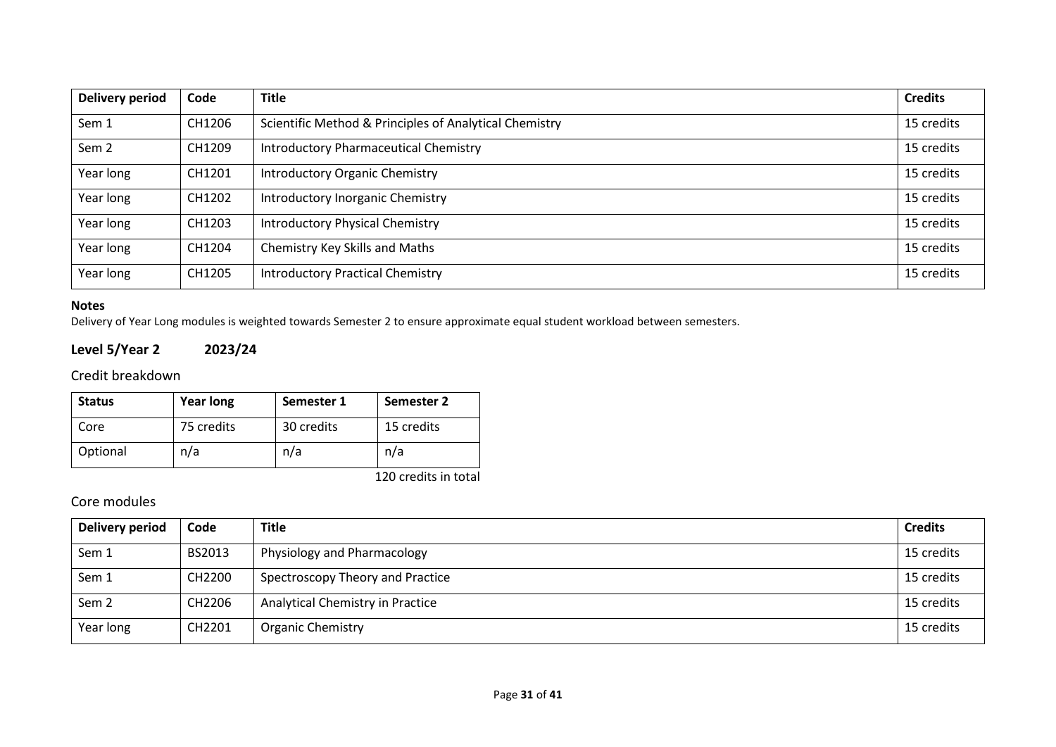| Delivery period | Code | Title | Credits |
|---|---|---|---|
| Sem 1 | CH1206 | Scientific Method & Principles of Analytical Chemistry | 15 credits |
| Sem 2 | CH1209 | Introductory Pharmaceutical Chemistry | 15 credits |
| Year long | CH1201 | Introductory Organic Chemistry | 15 credits |
| Year long | CH1202 | Introductory Inorganic Chemistry | 15 credits |
| Year long | CH1203 | Introductory Physical Chemistry | 15 credits |
| Year long | CH1204 | Chemistry Key Skills and Maths | 15 credits |
| Year long | CH1205 | Introductory Practical Chemistry | 15 credits |

**Notes**

Delivery of Year Long modules is weighted towards Semester 2 to ensure approximate equal student workload between semesters.

## Level 5/Year 2 2023/24

### Credit breakdown

| Status | Year long | Semester 1 | Semester 2 |
|---|---|---|---|
| Core | 75 credits | 30 credits | 15 credits |
| Optional | n/a | n/a | n/a |

120 credits in total

### Core modules

| Delivery period | Code | Title | Credits |
|---|---|---|---|
| Sem 1 | BS2013 | Physiology and Pharmacology | 15 credits |
| Sem 1 | CH2200 | Spectroscopy Theory and Practice | 15 credits |
| Sem 2 | CH2206 | Analytical Chemistry in Practice | 15 credits |
| Year long | CH2201 | Organic Chemistry | 15 credits |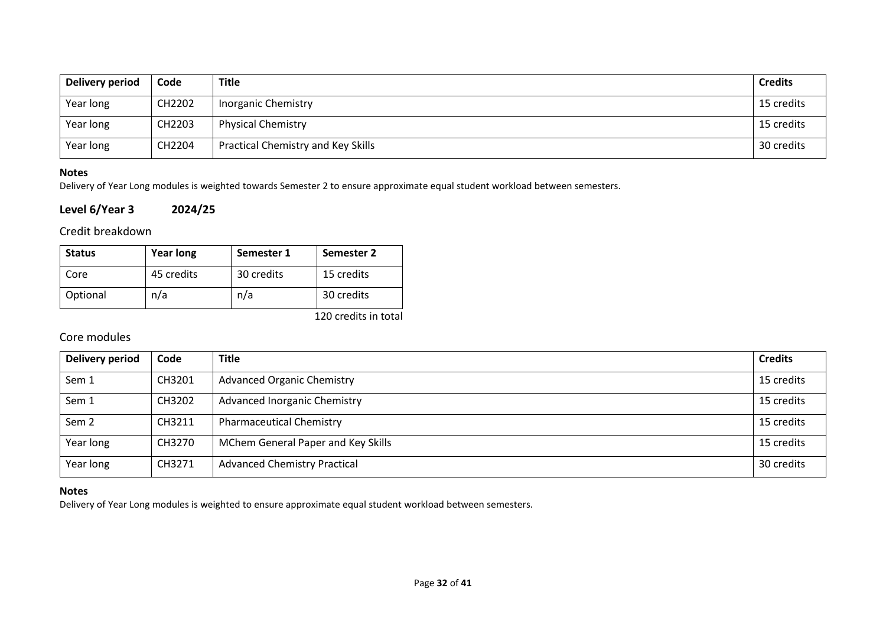| Delivery period | Code | Title | Credits |
|---|---|---|---|
| Year long | CH2202 | Inorganic Chemistry | 15 credits |
| Year long | CH2203 | Physical Chemistry | 15 credits |
| Year long | CH2204 | Practical Chemistry and Key Skills | 30 credits |

**Notes**

Delivery of Year Long modules is weighted towards Semester 2 to ensure approximate equal student workload between semesters.

## Level 6/Year 3 2024/25

### Credit breakdown

| Status | Year long | Semester 1 | Semester 2 |
|---|---|---|---|
| Core | 45 credits | 30 credits | 15 credits |
| Optional | n/a | n/a | 30 credits |

120 credits in total

### Core modules

| Delivery period | Code | Title | Credits |
|---|---|---|---|
| Sem 1 | CH3201 | Advanced Organic Chemistry | 15 credits |
| Sem 1 | CH3202 | Advanced Inorganic Chemistry | 15 credits |
| Sem 2 | CH3211 | Pharmaceutical Chemistry | 15 credits |
| Year long | CH3270 | MChem General Paper and Key Skills | 15 credits |
| Year long | CH3271 | Advanced Chemistry Practical | 30 credits |

**Notes**

Delivery of Year Long modules is weighted to ensure approximate equal student workload between semesters.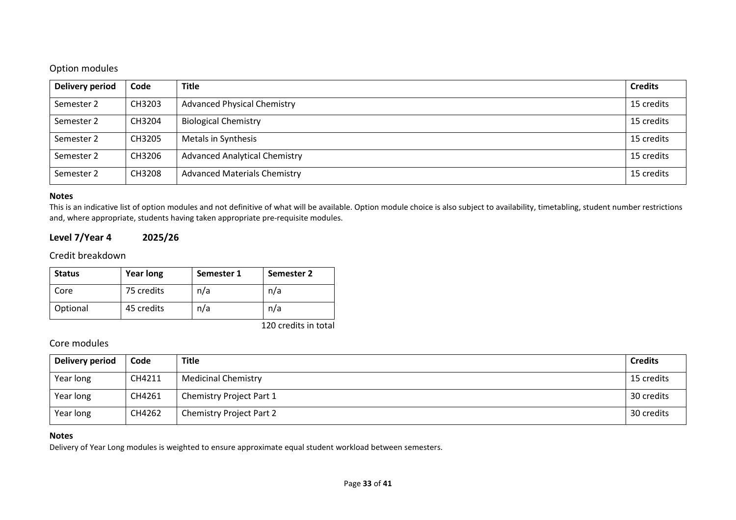## Option modules

| Delivery period | Code | Title | Credits |
|---|---|---|---|
| Semester 2 | CH3203 | Advanced Physical Chemistry | 15 credits |
| Semester 2 | CH3204 | Biological Chemistry | 15 credits |
| Semester 2 | CH3205 | Metals in Synthesis | 15 credits |
| Semester 2 | CH3206 | Advanced Analytical Chemistry | 15 credits |
| Semester 2 | CH3208 | Advanced Materials Chemistry | 15 credits |

**Notes**

This is an indicative list of option modules and not definitive of what will be available. Option module choice is also subject to availability, timetabling, student number restrictions and, where appropriate, students having taken appropriate pre-requisite modules.

### Level 7/Year 4 2025/26

## Credit breakdown

| Status | Year long | Semester 1 | Semester 2 |
|---|---|---|---|
| Core | 75 credits | n/a | n/a |
| Optional | 45 credits | n/a | n/a |

120 credits in total

## Core modules

| Delivery period | Code | Title | Credits |
|---|---|---|---|
| Year long | CH4211 | Medicinal Chemistry | 15 credits |
| Year long | CH4261 | Chemistry Project Part 1 | 30 credits |
| Year long | CH4262 | Chemistry Project Part 2 | 30 credits |

**Notes**

Delivery of Year Long modules is weighted to ensure approximate equal student workload between semesters.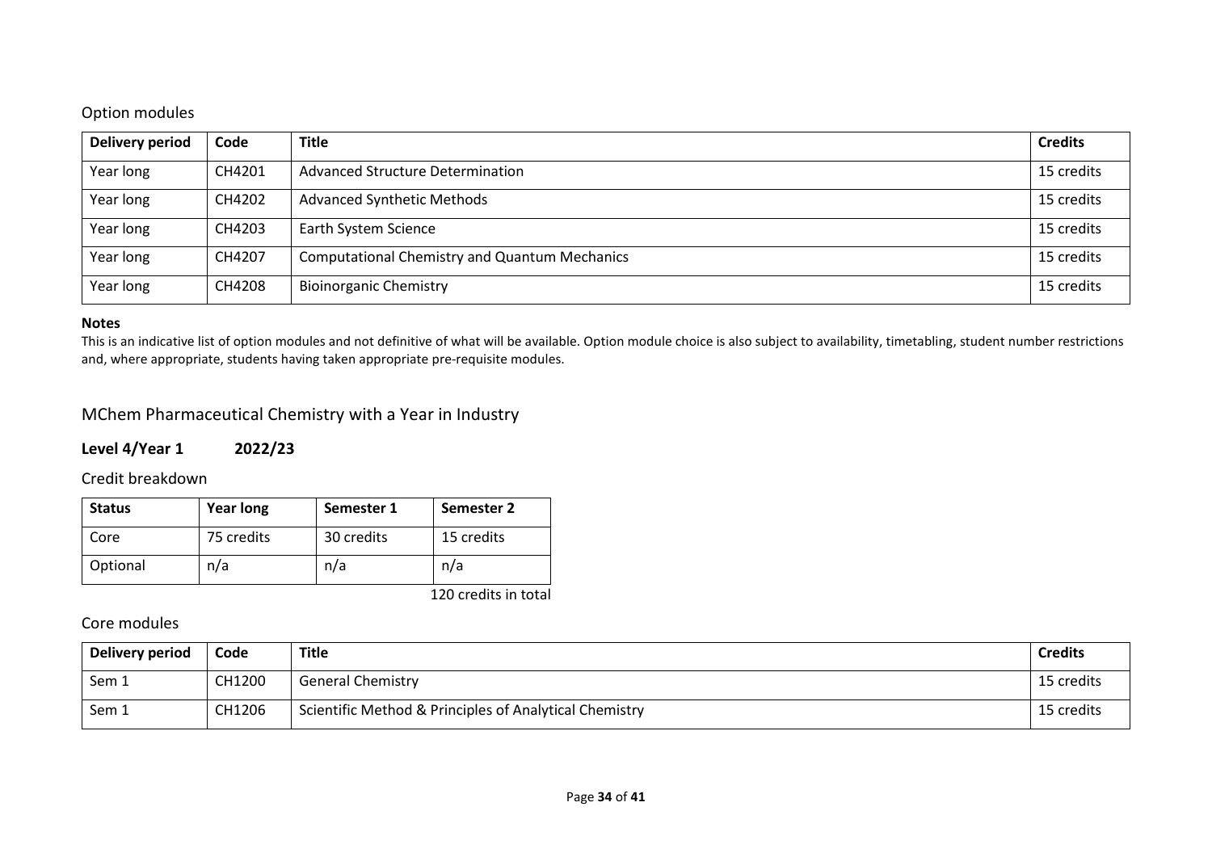### Option modules

| Delivery period | Code | Title | Credits |
|---|---|---|---|
| Year long | CH4201 | Advanced Structure Determination | 15 credits |
| Year long | CH4202 | Advanced Synthetic Methods | 15 credits |
| Year long | CH4203 | Earth System Science | 15 credits |
| Year long | CH4207 | Computational Chemistry and Quantum Mechanics | 15 credits |
| Year long | CH4208 | Bioinorganic Chemistry | 15 credits |

**Notes**
This is an indicative list of option modules and not definitive of what will be available. Option module choice is also subject to availability, timetabling, student number restrictions and, where appropriate, students having taken appropriate pre-requisite modules.

## MChem Pharmaceutical Chemistry with a Year in Industry

**Level 4/Year 1 2022/23**

### Credit breakdown

| Status | Year long | Semester 1 | Semester 2 |
|---|---|---|---|
| Core | 75 credits | 30 credits | 15 credits |
| Optional | n/a | n/a | n/a |

120 credits in total

### Core modules

| Delivery period | Code | Title | Credits |
|---|---|---|---|
| Sem 1 | CH1200 | General Chemistry | 15 credits |
| Sem 1 | CH1206 | Scientific Method & Principles of Analytical Chemistry | 15 credits |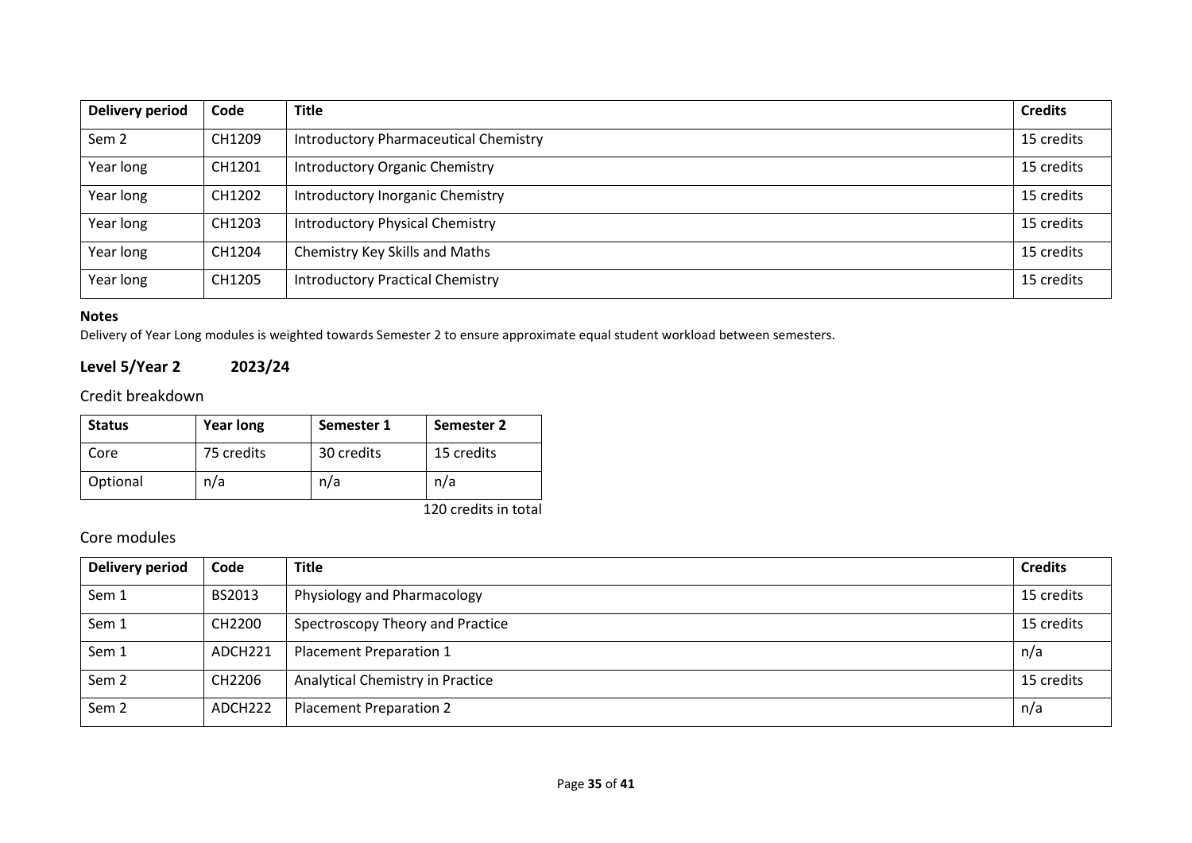| Delivery period | Code | Title | Credits |
|---|---|---|---|
| Sem 2 | CH1209 | Introductory Pharmaceutical Chemistry | 15 credits |
| Year long | CH1201 | Introductory Organic Chemistry | 15 credits |
| Year long | CH1202 | Introductory Inorganic Chemistry | 15 credits |
| Year long | CH1203 | Introductory Physical Chemistry | 15 credits |
| Year long | CH1204 | Chemistry Key Skills and Maths | 15 credits |
| Year long | CH1205 | Introductory Practical Chemistry | 15 credits |

**Notes**

Delivery of Year Long modules is weighted towards Semester 2 to ensure approximate equal student workload between semesters.

### Level 5/Year 2 2023/24

#### Credit breakdown

| Status | Year long | Semester 1 | Semester 2 |
|---|---|---|---|
| Core | 75 credits | 30 credits | 15 credits |
| Optional | n/a | n/a | n/a |

120 credits in total

#### Core modules

| Delivery period | Code | Title | Credits |
|---|---|---|---|
| Sem 1 | BS2013 | Physiology and Pharmacology | 15 credits |
| Sem 1 | CH2200 | Spectroscopy Theory and Practice | 15 credits |
| Sem 1 | ADCH221 | Placement Preparation 1 | n/a |
| Sem 2 | CH2206 | Analytical Chemistry in Practice | 15 credits |
| Sem 2 | ADCH222 | Placement Preparation 2 | n/a |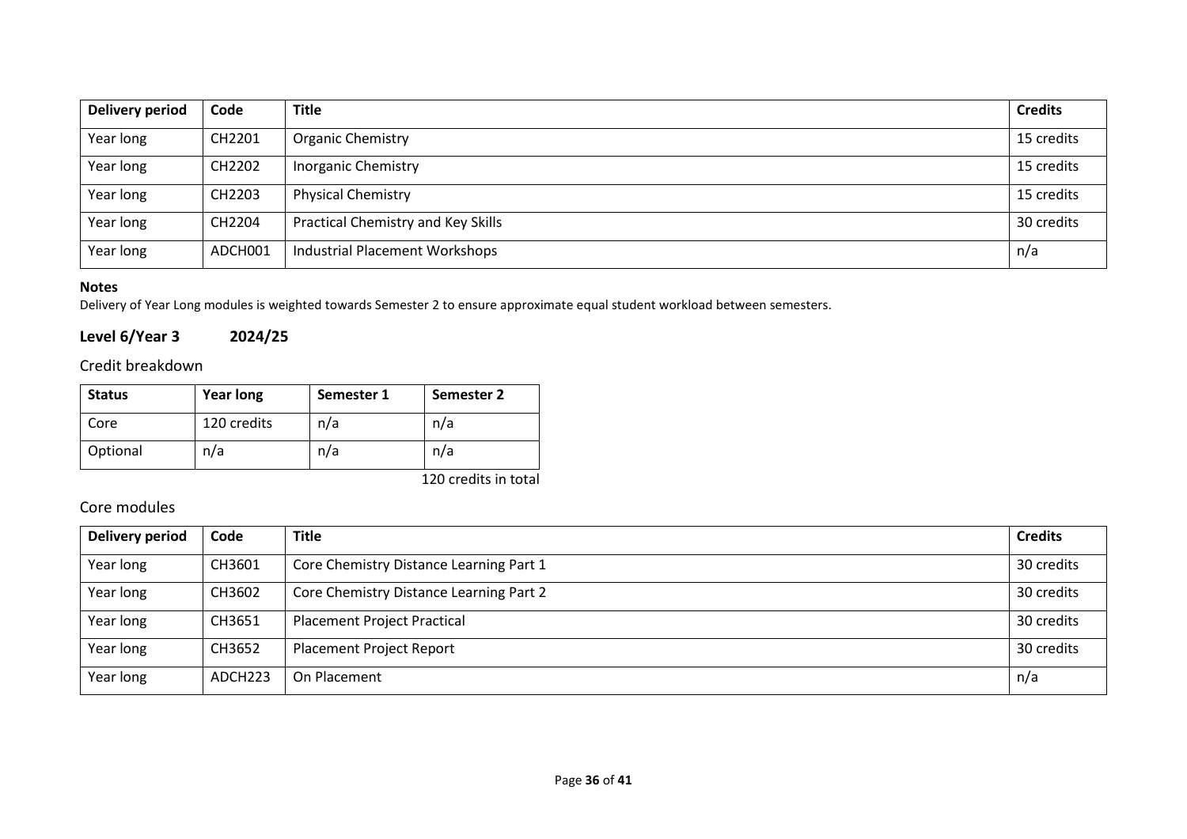| Delivery period | Code | Title | Credits |
|---|---|---|---|
| Year long | CH2201 | Organic Chemistry | 15 credits |
| Year long | CH2202 | Inorganic Chemistry | 15 credits |
| Year long | CH2203 | Physical Chemistry | 15 credits |
| Year long | CH2204 | Practical Chemistry and Key Skills | 30 credits |
| Year long | ADCH001 | Industrial Placement Workshops | n/a |

**Notes**

Delivery of Year Long modules is weighted towards Semester 2 to ensure approximate equal student workload between semesters.

## Level 6/Year 3 2024/25

### Credit breakdown

| Status | Year long | Semester 1 | Semester 2 |
|---|---|---|---|
| Core | 120 credits | n/a | n/a |
| Optional | n/a | n/a | n/a |

120 credits in total

### Core modules

| Delivery period | Code | Title | Credits |
|---|---|---|---|
| Year long | CH3601 | Core Chemistry Distance Learning Part 1 | 30 credits |
| Year long | CH3602 | Core Chemistry Distance Learning Part 2 | 30 credits |
| Year long | CH3651 | Placement Project Practical | 30 credits |
| Year long | CH3652 | Placement Project Report | 30 credits |
| Year long | ADCH223 | On Placement | n/a |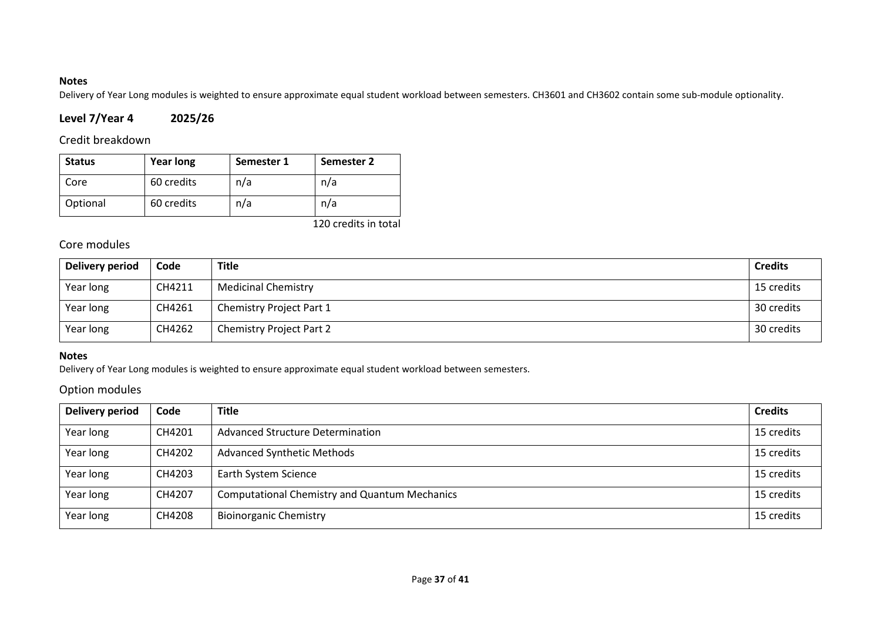**Notes**

Delivery of Year Long modules is weighted to ensure approximate equal student workload between semesters. CH3601 and CH3602 contain some sub-module optionality.

## Level 7/Year 4 2025/26

### Credit breakdown

| Status | Year long | Semester 1 | Semester 2 |
|---|---|---|---|
| Core | 60 credits | n/a | n/a |
| Optional | 60 credits | n/a | n/a |

120 credits in total

### Core modules

| Delivery period | Code | Title | Credits |
|---|---|---|---|
| Year long | CH4211 | Medicinal Chemistry | 15 credits |
| Year long | CH4261 | Chemistry Project Part 1 | 30 credits |
| Year long | CH4262 | Chemistry Project Part 2 | 30 credits |

**Notes**

Delivery of Year Long modules is weighted to ensure approximate equal student workload between semesters.

### Option modules

| Delivery period | Code | Title | Credits |
|---|---|---|---|
| Year long | CH4201 | Advanced Structure Determination | 15 credits |
| Year long | CH4202 | Advanced Synthetic Methods | 15 credits |
| Year long | CH4203 | Earth System Science | 15 credits |
| Year long | CH4207 | Computational Chemistry and Quantum Mechanics | 15 credits |
| Year long | CH4208 | Bioinorganic Chemistry | 15 credits |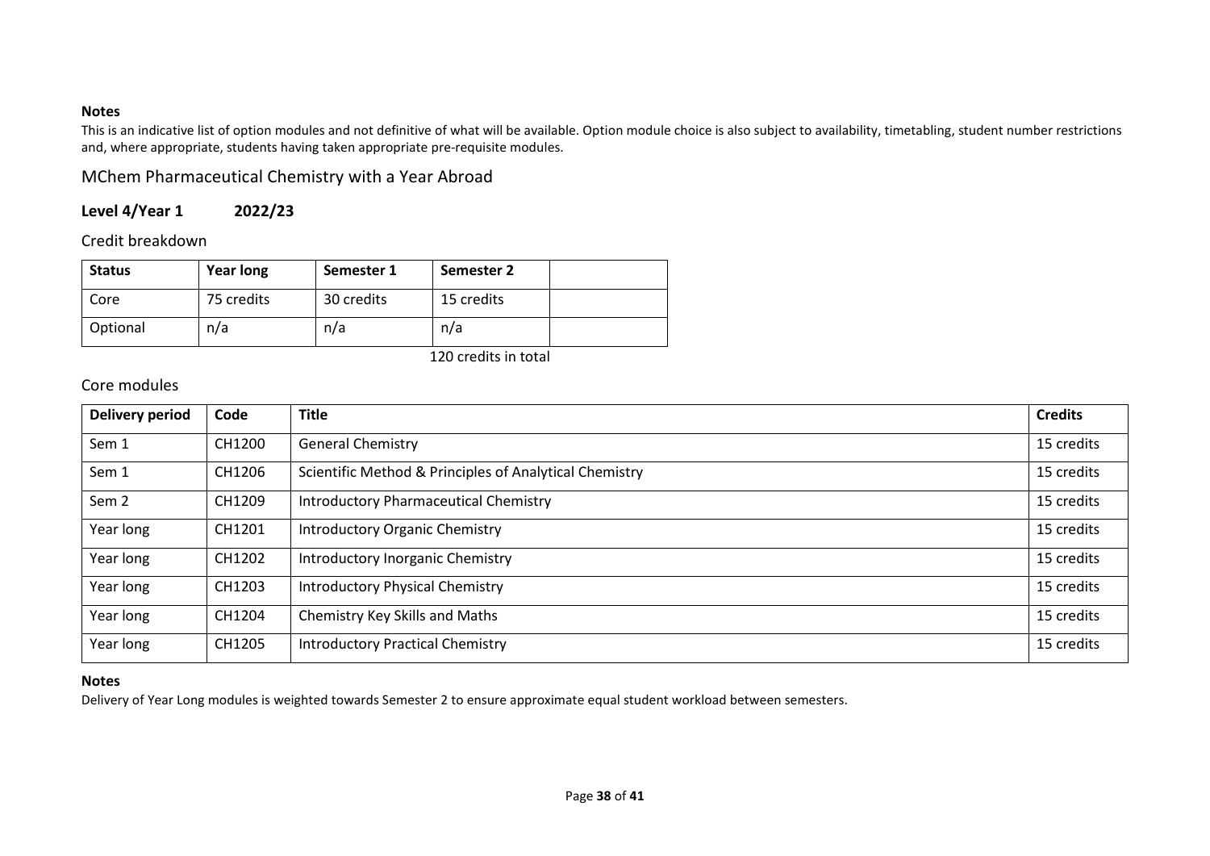**Notes**

This is an indicative list of option modules and not definitive of what will be available. Option module choice is also subject to availability, timetabling, student number restrictions and, where appropriate, students having taken appropriate pre-requisite modules.

## MChem Pharmaceutical Chemistry with a Year Abroad

### Level 4/Year 1 2022/23

#### Credit breakdown

| Status | Year long | Semester 1 | Semester 2 | |
|---|---|---|---|---|
| Core | 75 credits | 30 credits | 15 credits | |
| Optional | n/a | n/a | n/a | |

120 credits in total

#### Core modules

| Delivery period | Code | Title | Credits |
|---|---|---|---|
| Sem 1 | CH1200 | General Chemistry | 15 credits |
| Sem 1 | CH1206 | Scientific Method & Principles of Analytical Chemistry | 15 credits |
| Sem 2 | CH1209 | Introductory Pharmaceutical Chemistry | 15 credits |
| Year long | CH1201 | Introductory Organic Chemistry | 15 credits |
| Year long | CH1202 | Introductory Inorganic Chemistry | 15 credits |
| Year long | CH1203 | Introductory Physical Chemistry | 15 credits |
| Year long | CH1204 | Chemistry Key Skills and Maths | 15 credits |
| Year long | CH1205 | Introductory Practical Chemistry | 15 credits |

**Notes**

Delivery of Year Long modules is weighted towards Semester 2 to ensure approximate equal student workload between semesters.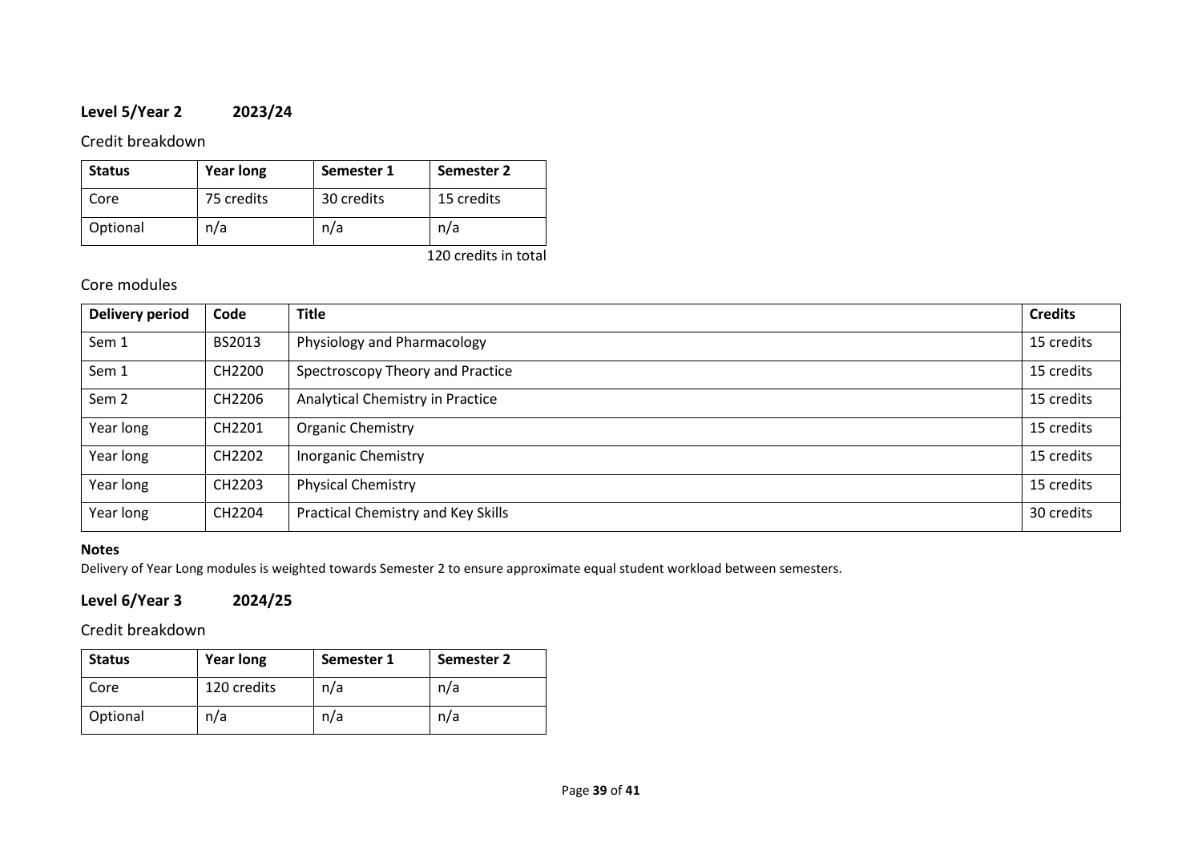## Level 5/Year 2 2023/24

### Credit breakdown

| Status | Year long | Semester 1 | Semester 2 |
|---|---|---|---|
| Core | 75 credits | 30 credits | 15 credits |
| Optional | n/a | n/a | n/a |

120 credits in total

### Core modules

| Delivery period | Code | Title | Credits |
|---|---|---|---|
| Sem 1 | BS2013 | Physiology and Pharmacology | 15 credits |
| Sem 1 | CH2200 | Spectroscopy Theory and Practice | 15 credits |
| Sem 2 | CH2206 | Analytical Chemistry in Practice | 15 credits |
| Year long | CH2201 | Organic Chemistry | 15 credits |
| Year long | CH2202 | Inorganic Chemistry | 15 credits |
| Year long | CH2203 | Physical Chemistry | 15 credits |
| Year long | CH2204 | Practical Chemistry and Key Skills | 30 credits |

**Notes**

Delivery of Year Long modules is weighted towards Semester 2 to ensure approximate equal student workload between semesters.

## Level 6/Year 3 2024/25

### Credit breakdown

| Status | Year long | Semester 1 | Semester 2 |
|---|---|---|---|
| Core | 120 credits | n/a | n/a |
| Optional | n/a | n/a | n/a |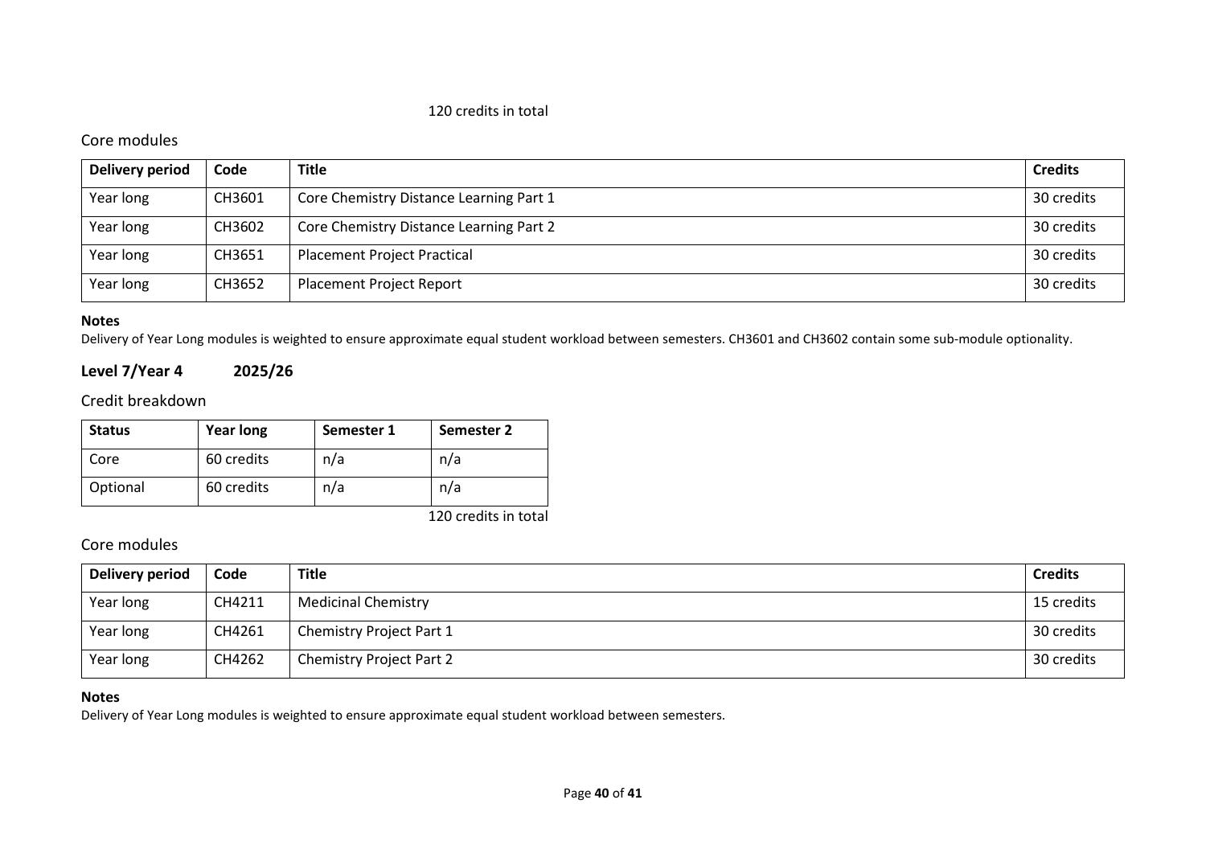120 credits in total

### Core modules

| Delivery period | Code | Title | Credits |
|---|---|---|---|
| Year long | CH3601 | Core Chemistry Distance Learning Part 1 | 30 credits |
| Year long | CH3602 | Core Chemistry Distance Learning Part 2 | 30 credits |
| Year long | CH3651 | Placement Project Practical | 30 credits |
| Year long | CH3652 | Placement Project Report | 30 credits |

**Notes**
Delivery of Year Long modules is weighted to ensure approximate equal student workload between semesters. CH3601 and CH3602 contain some sub-module optionality.

## Level 7/Year 4 2025/26

### Credit breakdown

| Status | Year long | Semester 1 | Semester 2 |
|---|---|---|---|
| Core | 60 credits | n/a | n/a |
| Optional | 60 credits | n/a | n/a |

120 credits in total

### Core modules

| Delivery period | Code | Title | Credits |
|---|---|---|---|
| Year long | CH4211 | Medicinal Chemistry | 15 credits |
| Year long | CH4261 | Chemistry Project Part 1 | 30 credits |
| Year long | CH4262 | Chemistry Project Part 2 | 30 credits |

**Notes**
Delivery of Year Long modules is weighted to ensure approximate equal student workload between semesters.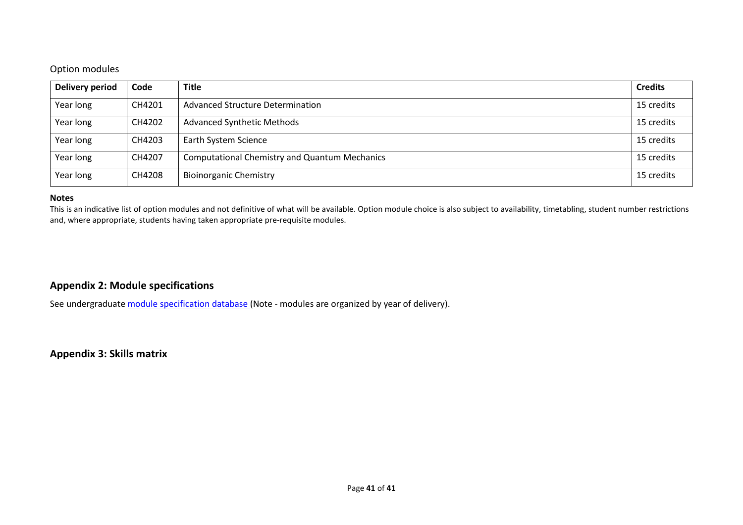Option modules

| Delivery period | Code | Title | Credits |
| --- | --- | --- | --- |
| Year long | CH4201 | Advanced Structure Determination | 15 credits |
| Year long | CH4202 | Advanced Synthetic Methods | 15 credits |
| Year long | CH4203 | Earth System Science | 15 credits |
| Year long | CH4207 | Computational Chemistry and Quantum Mechanics | 15 credits |
| Year long | CH4208 | Bioinorganic Chemistry | 15 credits |

**Notes**

This is an indicative list of option modules and not definitive of what will be available. Option module choice is also subject to availability, timetabling, student number restrictions and, where appropriate, students having taken appropriate pre-requisite modules.

## Appendix 2: Module specifications

See undergraduate module specification database (Note - modules are organized by year of delivery).

## Appendix 3: Skills matrix